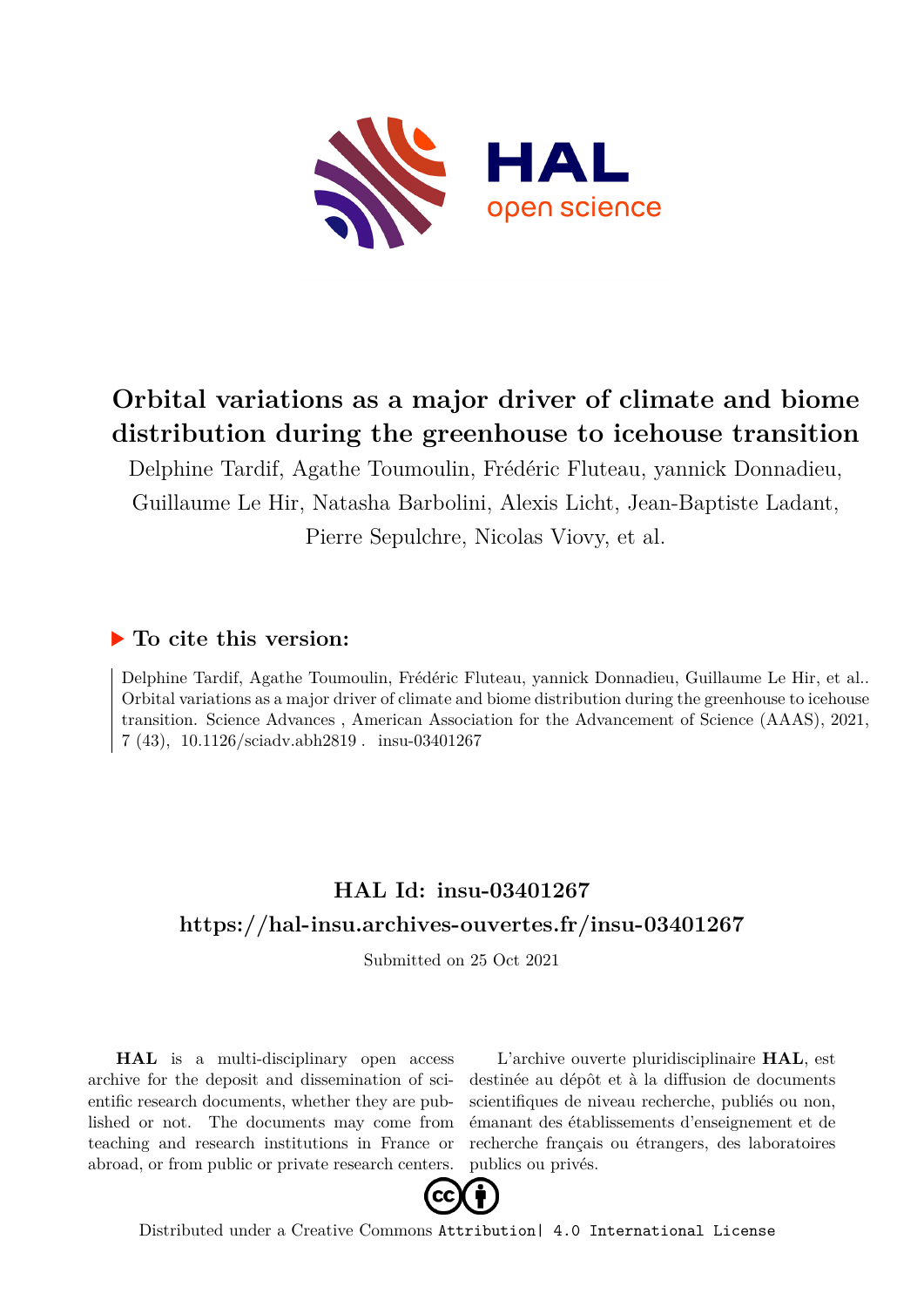# Orbital variations as a major driver of climate and biome distribution during the greenhouse to icehouse transition

Delphine Tardif, Agathe Toumoulin, Frédéric Fluteau, yannick Donnadieu, Guillaume Le Hir, Natasha Barbolini, Alexis Licht, Jean-Baptiste Ladant, Pierre Sepulchre, Nicolas Viovy, et al.

## To cite this version:

Delphine Tardif, Agathe Toumoulin, Frédéric Fluteau, yannick Donnadieu, Guillaume Le Hir, et al.. Orbital variations as a major driver of climate and biome distribution during the greenhouse to icehouse transition. Science Advances , American Association for the Advancement of Science (AAAS), 2021, 7 (43), 10.1126/sciadv.abh2819 . insu-03401267

## HAL Id: insu-03401267

## https://hal-insu.archives-ouvertes.fr/insu-03401267

Submitted on 25 Oct 2021

**HAL** is a multi-disciplinary open access archive for the deposit and dissemination of scientific research documents, whether they are published or not. The documents may come from teaching and research institutions in France or abroad, or from public or private research centers.

L'archive ouverte pluridisciplinaire **HAL**, est destinée au dépôt et à la diffusion de documents scientifiques de niveau recherche, publiés ou non, émanant des établissements d'enseignement et de recherche français ou étrangers, des laboratoires publics ou privés.

Distributed under a Creative Commons Attribution| 4.0 International License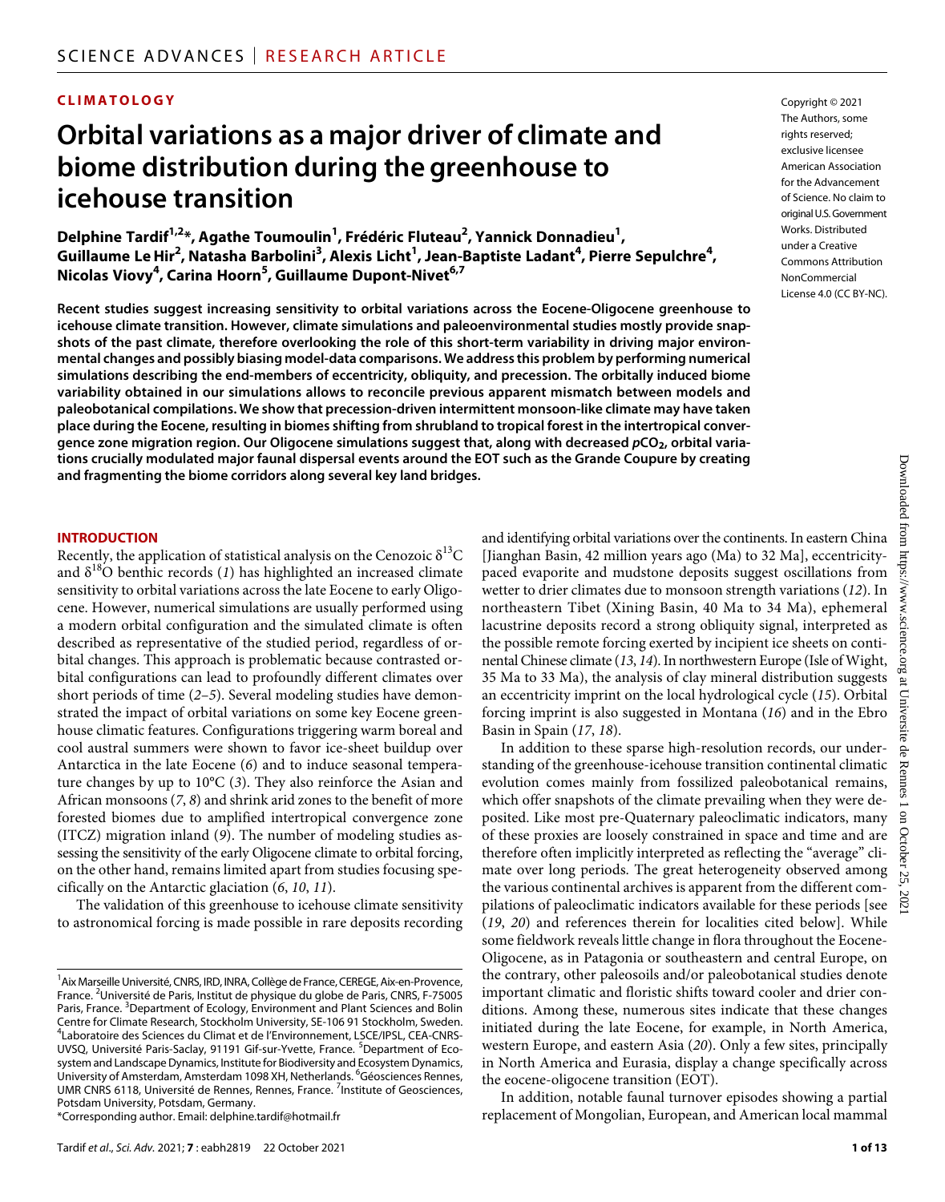CLIMATOLOGY

# Orbital variations as a major driver of climate and biome distribution during the greenhouse to icehouse transition

**Delphine Tardif[1,2]*, Agathe Toumoulin[1], Frédéric Fluteau[2], Yannick Donnadieu[1], Guillaume Le Hir[2], Natasha Barbolini[3], Alexis Licht[1], Jean-Baptiste Ladant[4], Pierre Sepulchre[4], Nicolas Viovy[4], Carina Hoorn[5], Guillaume Dupont-Nivet[6,7]**

Copyright © 2021 The Authors, some rights reserved; exclusive licensee American Association for the Advancement of Science. No claim to original U.S. Government Works. Distributed under a Creative Commons Attribution NonCommercial License 4.0 (CC BY-NC).

**Recent studies suggest increasing sensitivity to orbital variations across the Eocene-Oligocene greenhouse to icehouse climate transition. However, climate simulations and paleoenvironmental studies mostly provide snapshots of the past climate, therefore overlooking the role of this short-term variability in driving major environmental changes and possibly biasing model-data comparisons. We address this problem by performing numerical simulations describing the end-members of eccentricity, obliquity, and precession. The orbitally induced biome variability obtained in our simulations allows to reconcile previous apparent mismatch between models and paleobotanical compilations. We show that precession-driven intermittent monsoon-like climate may have taken place during the Eocene, resulting in biomes shifting from shrubland to tropical forest in the intertropical convergence zone migration region. Our Oligocene simulations suggest that, along with decreased $pCO_2$, orbital variations crucially modulated major faunal dispersal events around the EOT such as the Grande Coupure by creating and fragmenting the biome corridors along several key land bridges.**

## INTRODUCTION

Recently, the application of statistical analysis on the Cenozoic $\delta^{13}C$ and $\delta^{18}O$ benthic records (*1*) has highlighted an increased climate sensitivity to orbital variations across the late Eocene to early Oligocene. However, numerical simulations are usually performed using a modern orbital configuration and the simulated climate is often described as representative of the studied period, regardless of orbital changes. This approach is problematic because contrasted orbital configurations can lead to profoundly different climates over short periods of time (*2*–*5*). Several modeling studies have demonstrated the impact of orbital variations on some key Eocene greenhouse climatic features. Configurations triggering warm boreal and cool austral summers were shown to favor ice-sheet buildup over Antarctica in the late Eocene (*6*) and to induce seasonal temperature changes by up to 10°C (*3*). They also reinforce the Asian and African monsoons (*7*, *8*) and shrink arid zones to the benefit of more forested biomes due to amplified intertropical convergence zone (ITCZ) migration inland (*9*). The number of modeling studies assessing the sensitivity of the early Oligocene climate to orbital forcing, on the other hand, remains limited apart from studies focusing specifically on the Antarctic glaciation (*6*, *10*, *11*).

The validation of this greenhouse to icehouse climate sensitivity to astronomical forcing is made possible in rare deposits recording and identifying orbital variations over the continents. In eastern China [Jianghan Basin, 42 million years ago (Ma) to 32 Ma], eccentricity-paced evaporite and mudstone deposits suggest oscillations from wetter to drier climates due to monsoon strength variations (*12*). In northeastern Tibet (Xining Basin, 40 Ma to 34 Ma), ephemeral lacustrine deposits record a strong obliquity signal, interpreted as the possible remote forcing exerted by incipient ice sheets on continental Chinese climate (*13*, *14*). In northwestern Europe (Isle of Wight, 35 Ma to 33 Ma), the analysis of clay mineral distribution suggests an eccentricity imprint on the local hydrological cycle (*15*). Orbital forcing imprint is also suggested in Montana (*16*) and in the Ebro Basin in Spain (*17*, *18*).

In addition to these sparse high-resolution records, our understanding of the greenhouse-icehouse transition continental climatic evolution comes mainly from fossilized paleobotanical remains, which offer snapshots of the climate prevailing when they were deposited. Like most pre-Quaternary paleoclimatic indicators, many of these proxies are loosely constrained in space and time and are therefore often implicitly interpreted as reflecting the "average" climate over long periods. The great heterogeneity observed among the various continental archives is apparent from the different compilations of paleoclimatic indicators available for these periods [see (*19*, *20*) and references therein for localities cited below]. While some fieldwork reveals little change in flora throughout the Eocene-Oligocene, as in Patagonia or southeastern and central Europe, on the contrary, other paleosoils and/or paleobotanical studies denote important climatic and floristic shifts toward cooler and drier conditions. Among these, numerous sites indicate that these changes initiated during the late Eocene, for example, in North America, western Europe, and eastern Asia (*20*). Only a few sites, principally in North America and Eurasia, display a change specifically across the eocene-oligocene transition (EOT).

In addition, notable faunal turnover episodes showing a partial replacement of Mongolian, European, and American local mammal

[1]Aix Marseille Université, CNRS, IRD, INRA, Collège de France, CEREGE, Aix-en-Provence, France. [2]Université de Paris, Institut de physique du globe de Paris, CNRS, F-75005 Paris, France. [3]Department of Ecology, Environment and Plant Sciences and Bolin Centre for Climate Research, Stockholm University, SE-106 91 Stockholm, Sweden. [4]Laboratoire des Sciences du Climat et de l'Environnement, LSCE/IPSL, CEA-CNRS-UVSQ, Université Paris-Saclay, 91191 Gif-sur-Yvette, France. [5]Department of Ecosystem and Landscape Dynamics, Institute for Biodiversity and Ecosystem Dynamics, University of Amsterdam, Amsterdam 1098 XH, Netherlands. [6]Géosciences Rennes, UMR CNRS 6118, Université de Rennes, Rennes, France. [7]Institute of Geosciences, Potsdam University, Potsdam, Germany.
*Corresponding author. Email: delphine.tardif@hotmail.fr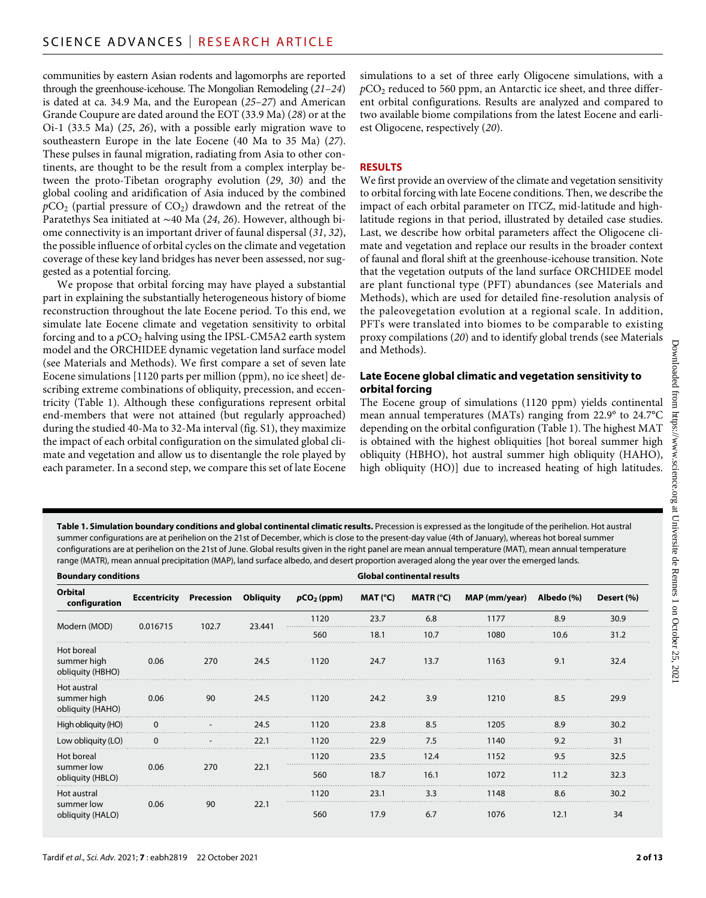communities by eastern Asian rodents and lagomorphs are reported through the greenhouse-icehouse. The Mongolian Remodeling (*21–24*) is dated at ca. 34.9 Ma, and the European (*25–27*) and American Grande Coupure are dated around the EOT (33.9 Ma) (*28*) or at the Oi-1 (33.5 Ma) (*25*, *26*), with a possible early migration wave to southeastern Europe in the late Eocene (40 Ma to 35 Ma) (*27*). These pulses in faunal migration, radiating from Asia to other continents, are thought to be the result from a complex interplay between the proto-Tibetan orography evolution (*29*, *30*) and the global cooling and aridification of Asia induced by the combined $pCO_2$ (partial pressure of $CO_2$) drawdown and the retreat of the Paratethys Sea initiated at ~40 Ma (*24*, *26*). However, although biome connectivity is an important driver of faunal dispersal (*31*, *32*), the possible influence of orbital cycles on the climate and vegetation coverage of these key land bridges has never been assessed, nor suggested as a potential forcing.

We propose that orbital forcing may have played a substantial part in explaining the substantially heterogeneous history of biome reconstruction throughout the late Eocene period. To this end, we simulate late Eocene climate and vegetation sensitivity to orbital forcing and to a $pCO_2$ halving using the IPSL-CM5A2 earth system model and the ORCHIDEE dynamic vegetation land surface model (see Materials and Methods). We first compare a set of seven late Eocene simulations [1120 parts per million (ppm), no ice sheet] describing extreme combinations of obliquity, precession, and eccentricity (Table 1). Although these configurations represent orbital end-members that were not attained (but regularly approached) during the studied 40-Ma to 32-Ma interval (fig. S1), they maximize the impact of each orbital configuration on the simulated global climate and vegetation and allow us to disentangle the role played by each parameter. In a second step, we compare this set of late Eocene simulations to a set of three early Oligocene simulations, with a $pCO_2$ reduced to 560 ppm, an Antarctic ice sheet, and three different orbital configurations. Results are analyzed and compared to two available biome compilations from the latest Eocene and earliest Oligocene, respectively (*20*).

## RESULTS

We first provide an overview of the climate and vegetation sensitivity to orbital forcing with late Eocene conditions. Then, we describe the impact of each orbital parameter on ITCZ, mid-latitude and high-latitude regions in that period, illustrated by detailed case studies. Last, we describe how orbital parameters affect the Oligocene climate and vegetation and replace our results in the broader context of faunal and floral shift at the greenhouse-icehouse transition. Note that the vegetation outputs of the land surface ORCHIDEE model are plant functional type (PFT) abundances (see Materials and Methods), which are used for detailed fine-resolution analysis of the paleovegetation evolution at a regional scale. In addition, PFTs were translated into biomes to be comparable to existing proxy compilations (*20*) and to identify global trends (see Materials and Methods).

### Late Eocene global climatic and vegetation sensitivity to orbital forcing

The Eocene group of simulations (1120 ppm) yields continental mean annual temperatures (MATs) ranging from 22.9° to 24.7°C depending on the orbital configuration (Table 1). The highest MAT is obtained with the highest obliquities [hot boreal summer high obliquity (HBHO), hot austral summer high obliquity (HAHO), high obliquity (HO)] due to increased heating of high latitudes.

**Table 1. Simulation boundary conditions and global continental climatic results.** Precession is expressed as the longitude of the perihelion. Hot austral summer configurations are at perihelion on the 21st of December, which is close to the present-day value (4th of January), whereas hot boreal summer configurations are at perihelion on the 21st of June. Global results given in the right panel are mean annual temperature (MAT), mean annual temperature range (MATR), mean annual precipitation (MAP), land surface albedo, and desert proportion averaged along the year over the emerged lands.

| Boundary conditions | | | | Global continental results | | | | | |
|---|---|---|---|---|---|---|---|---|---|
| **Orbital configuration** | **Eccentricity** | **Precession** | **Obliquity** | **$pCO_2$ (ppm)** | **MAT (°C)** | **MATR (°C)** | **MAP (mm/year)** | **Albedo (%)** | **Desert (%)** |
| Modern (MOD) | 0.016715 | 102.7 | 23.441 | 1120 | 23.7 | 6.8 | 1177 | 8.9 | 30.9 |
| | | | | 560 | 18.1 | 10.7 | 1080 | 10.6 | 31.2 |
| Hot boreal summer high obliquity (HBHO) | 0.06 | 270 | 24.5 | 1120 | 24.7 | 13.7 | 1163 | 9.1 | 32.4 |
| Hot austral summer high obliquity (HAHO) | 0.06 | 90 | 24.5 | 1120 | 24.2 | 3.9 | 1210 | 8.5 | 29.9 |
| High obliquity (HO) | 0 | - | 24.5 | 1120 | 23.8 | 8.5 | 1205 | 8.9 | 30.2 |
| Low obliquity (LO) | 0 | - | 22.1 | 1120 | 22.9 | 7.5 | 1140 | 9.2 | 31 |
| Hot boreal summer low obliquity (HBLO) | 0.06 | 270 | 22.1 | 1120 | 23.5 | 12.4 | 1152 | 9.5 | 32.5 |
| | | | | 560 | 18.7 | 16.1 | 1072 | 11.2 | 32.3 |
| Hot austral summer low obliquity (HALO) | 0.06 | 90 | 22.1 | 1120 | 23.1 | 3.3 | 1148 | 8.6 | 30.2 |
| | | | | 560 | 17.9 | 6.7 | 1076 | 12.1 | 34 |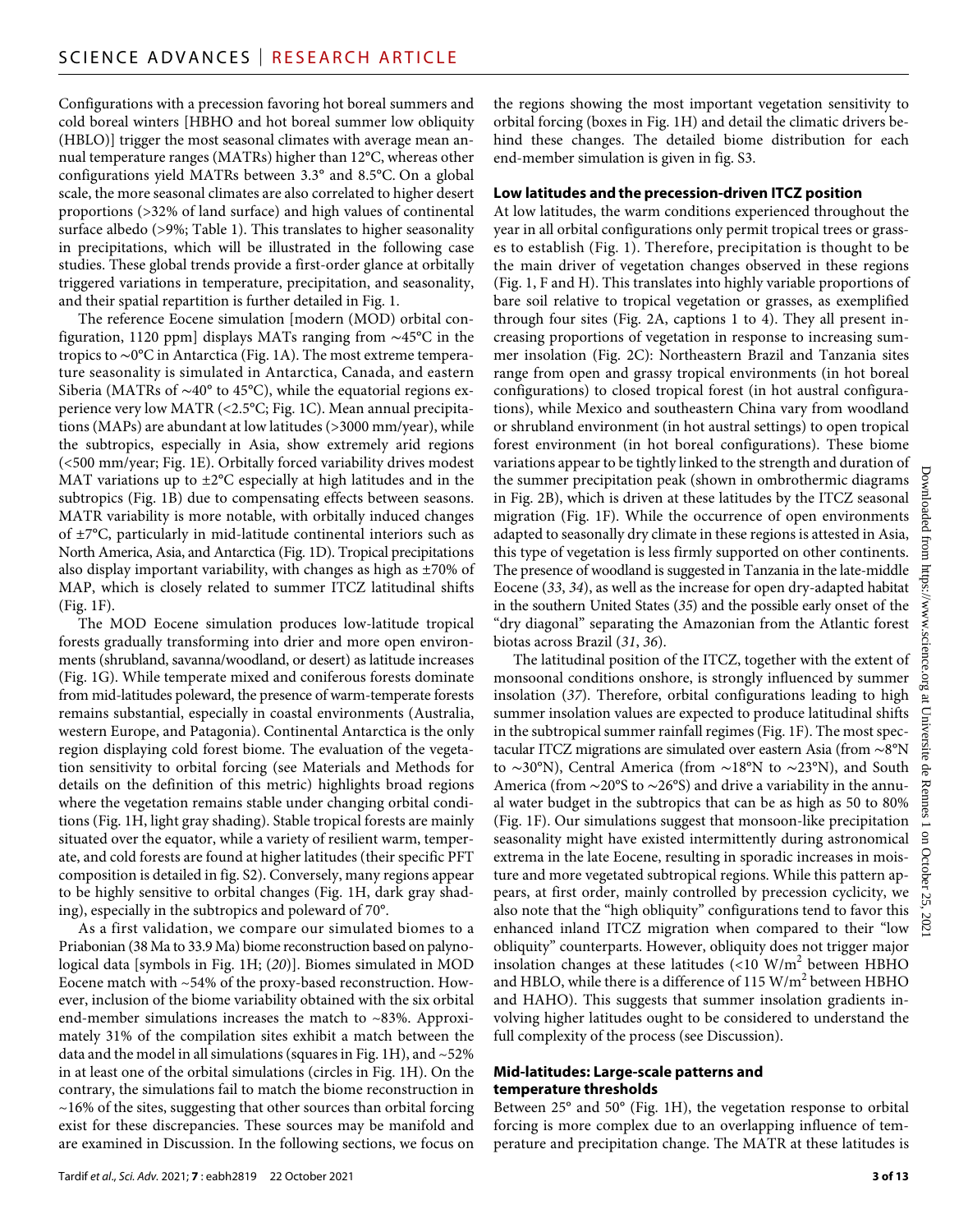Configurations with a precession favoring hot boreal summers and cold boreal winters [HBHO and hot boreal summer low obliquity (HBLO)] trigger the most seasonal climates with average mean annual temperature ranges (MATRs) higher than 12°C, whereas other configurations yield MATRs between 3.3° and 8.5°C. On a global scale, the more seasonal climates are also correlated to higher desert proportions (>32% of land surface) and high values of continental surface albedo (>9%; Table 1). This translates to higher seasonality in precipitations, which will be illustrated in the following case studies. These global trends provide a first-order glance at orbitally triggered variations in temperature, precipitation, and seasonality, and their spatial repartition is further detailed in Fig. 1.

The reference Eocene simulation [modern (MOD) orbital configuration, 1120 ppm] displays MATs ranging from ∼45°C in the tropics to ∼0°C in Antarctica (Fig. 1A). The most extreme temperature seasonality is simulated in Antarctica, Canada, and eastern Siberia (MATRs of ∼40° to 45°C), while the equatorial regions experience very low MATR (<2.5°C; Fig. 1C). Mean annual precipitations (MAPs) are abundant at low latitudes (>3000 mm/year), while the subtropics, especially in Asia, show extremely arid regions (<500 mm/year; Fig. 1E). Orbitally forced variability drives modest MAT variations up to ±2°C especially at high latitudes and in the subtropics (Fig. 1B) due to compensating effects between seasons. MATR variability is more notable, with orbitally induced changes of ±7°C, particularly in mid-latitude continental interiors such as North America, Asia, and Antarctica (Fig. 1D). Tropical precipitations also display important variability, with changes as high as ±70% of MAP, which is closely related to summer ITCZ latitudinal shifts (Fig. 1F).

The MOD Eocene simulation produces low-latitude tropical forests gradually transforming into drier and more open environments (shrubland, savanna/woodland, or desert) as latitude increases (Fig. 1G). While temperate mixed and coniferous forests dominate from mid-latitudes poleward, the presence of warm-temperate forests remains substantial, especially in coastal environments (Australia, western Europe, and Patagonia). Continental Antarctica is the only region displaying cold forest biome. The evaluation of the vegetation sensitivity to orbital forcing (see Materials and Methods for details on the definition of this metric) highlights broad regions where the vegetation remains stable under changing orbital conditions (Fig. 1H, light gray shading). Stable tropical forests are mainly situated over the equator, while a variety of resilient warm, temperate, and cold forests are found at higher latitudes (their specific PFT composition is detailed in fig. S2). Conversely, many regions appear to be highly sensitive to orbital changes (Fig. 1H, dark gray shading), especially in the subtropics and poleward of 70°.

As a first validation, we compare our simulated biomes to a Priabonian (38 Ma to 33.9 Ma) biome reconstruction based on palynological data [symbols in Fig. 1H; (*20*)]. Biomes simulated in MOD Eocene match with ~54% of the proxy-based reconstruction. However, inclusion of the biome variability obtained with the six orbital end-member simulations increases the match to ~83%. Approximately 31% of the compilation sites exhibit a match between the data and the model in all simulations (squares in Fig. 1H), and ~52% in at least one of the orbital simulations (circles in Fig. 1H). On the contrary, the simulations fail to match the biome reconstruction in ~16% of the sites, suggesting that other sources than orbital forcing exist for these discrepancies. These sources may be manifold and are examined in Discussion. In the following sections, we focus on the regions showing the most important vegetation sensitivity to orbital forcing (boxes in Fig. 1H) and detail the climatic drivers behind these changes. The detailed biome distribution for each end-member simulation is given in fig. S3.

### Low latitudes and the precession-driven ITCZ position

At low latitudes, the warm conditions experienced throughout the year in all orbital configurations only permit tropical trees or grasses to establish (Fig. 1). Therefore, precipitation is thought to be the main driver of vegetation changes observed in these regions (Fig. 1, F and H). This translates into highly variable proportions of bare soil relative to tropical vegetation or grasses, as exemplified through four sites (Fig. 2A, captions 1 to 4). They all present increasing proportions of vegetation in response to increasing summer insolation (Fig. 2C): Northeastern Brazil and Tanzania sites range from open and grassy tropical environments (in hot boreal configurations) to closed tropical forest (in hot austral configurations), while Mexico and southeastern China vary from woodland or shrubland environment (in hot austral settings) to open tropical forest environment (in hot boreal configurations). These biome variations appear to be tightly linked to the strength and duration of the summer precipitation peak (shown in ombrothermic diagrams in Fig. 2B), which is driven at these latitudes by the ITCZ seasonal migration (Fig. 1F). While the occurrence of open environments adapted to seasonally dry climate in these regions is attested in Asia, this type of vegetation is less firmly supported on other continents. The presence of woodland is suggested in Tanzania in the late-middle Eocene (*33*, *34*), as well as the increase for open dry-adapted habitat in the southern United States (*35*) and the possible early onset of the "dry diagonal" separating the Amazonian from the Atlantic forest biotas across Brazil (*31*, *36*).

The latitudinal position of the ITCZ, together with the extent of monsoonal conditions onshore, is strongly influenced by summer insolation (*37*). Therefore, orbital configurations leading to high summer insolation values are expected to produce latitudinal shifts in the subtropical summer rainfall regimes (Fig. 1F). The most spectacular ITCZ migrations are simulated over eastern Asia (from ∼8°N to ∼30°N), Central America (from ∼18°N to ∼23°N), and South America (from ∼20°S to ∼26°S) and drive a variability in the annual water budget in the subtropics that can be as high as 50 to 80% (Fig. 1F). Our simulations suggest that monsoon-like precipitation seasonality might have existed intermittently during astronomical extrema in the late Eocene, resulting in sporadic increases in moisture and more vegetated subtropical regions. While this pattern appears, at first order, mainly controlled by precession cyclicity, we also note that the "high obliquity" configurations tend to favor this enhanced inland ITCZ migration when compared to their "low obliquity" counterparts. However, obliquity does not trigger major insolation changes at these latitudes (<10 $W/m^2$ between HBHO and HBLO, while there is a difference of 115 $W/m^2$ between HBHO and HAHO). This suggests that summer insolation gradients involving higher latitudes ought to be considered to understand the full complexity of the process (see Discussion).

### Mid-latitudes: Large-scale patterns and temperature thresholds

Between 25° and 50° (Fig. 1H), the vegetation response to orbital forcing is more complex due to an overlapping influence of temperature and precipitation change. The MATR at these latitudes is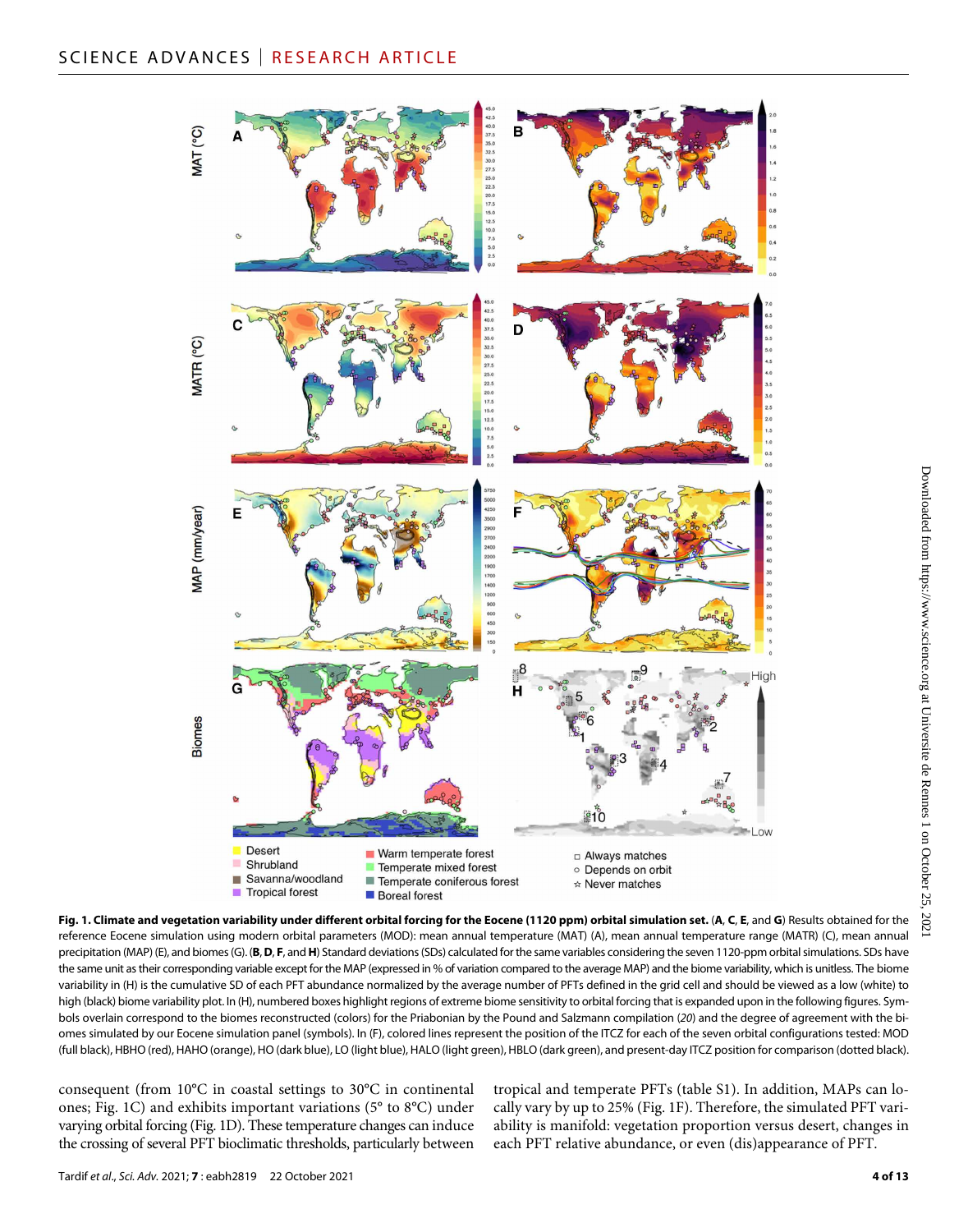**Fig. 1. Climate and vegetation variability under different orbital forcing for the Eocene (1120 ppm) orbital simulation set.** (**A**, **C**, **E**, and **G**) Results obtained for the reference Eocene simulation using modern orbital parameters (MOD): mean annual temperature (MAT) (A), mean annual temperature range (MATR) (C), mean annual precipitation (MAP) (E), and biomes (G). (**B**, **D**, **F**, and **H**) Standard deviations (SDs) calculated for the same variables considering the seven 1120-ppm orbital simulations. SDs have the same unit as their corresponding variable except for the MAP (expressed in % of variation compared to the average MAP) and the biome variability, which is unitless. The biome variability in (H) is the cumulative SD of each PFT abundance normalized by the average number of PFTs defined in the grid cell and should be viewed as a low (white) to high (black) biome variability plot. In (H), numbered boxes highlight regions of extreme biome sensitivity to orbital forcing that is expanded upon in the following figures. Symbols overlain correspond to the biomes reconstructed (colors) for the Priabonian by the Pound and Salzmann compilation (*20*) and the degree of agreement with the biomes simulated by our Eocene simulation panel (symbols). In (F), colored lines represent the position of the ITCZ for each of the seven orbital configurations tested: MOD (full black), HBHO (red), HAHO (orange), HO (dark blue), LO (light blue), HALO (light green), HBLO (dark green), and present-day ITCZ position for comparison (dotted black).

consequent (from 10°C in coastal settings to 30°C in continental ones; Fig. 1C) and exhibits important variations (5° to 8°C) under varying orbital forcing (Fig. 1D). These temperature changes can induce the crossing of several PFT bioclimatic thresholds, particularly between tropical and temperate PFTs (table S1). In addition, MAPs can locally vary by up to 25% (Fig. 1F). Therefore, the simulated PFT variability is manifold: vegetation proportion versus desert, changes in each PFT relative abundance, or even (dis)appearance of PFT.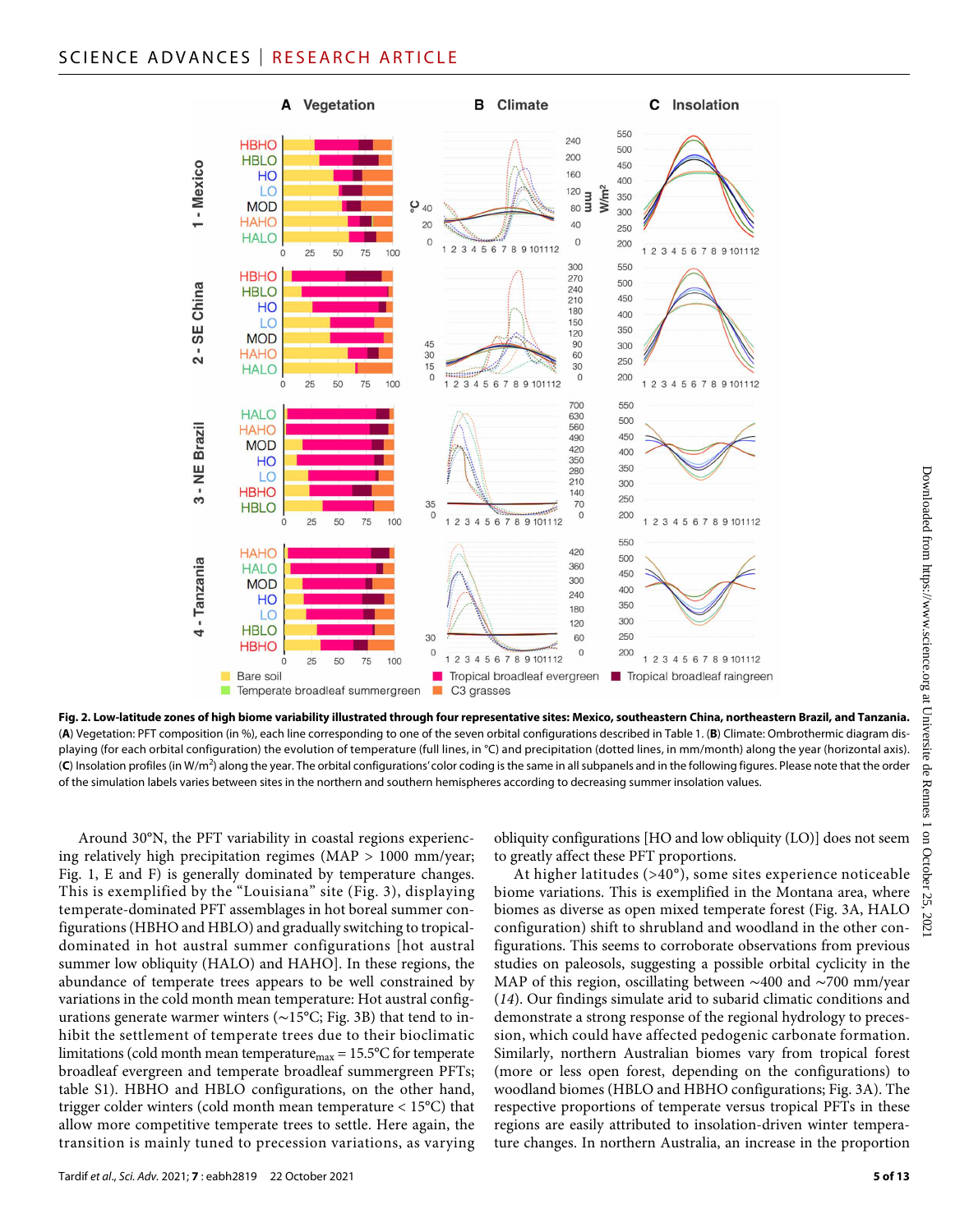**Fig. 2. Low-latitude zones of high biome variability illustrated through four representative sites: Mexico, southeastern China, northeastern Brazil, and Tanzania.** (**A**) Vegetation: PFT composition (in %), each line corresponding to one of the seven orbital configurations described in Table 1. (**B**) Climate: Ombrothermic diagram displaying (for each orbital configuration) the evolution of temperature (full lines, in °C) and precipitation (dotted lines, in mm/month) along the year (horizontal axis). (**C**) Insolation profiles (in W/m$^2$) along the year. The orbital configurations' color coding is the same in all subpanels and in the following figures. Please note that the order of the simulation labels varies between sites in the northern and southern hemispheres according to decreasing summer insolation values.

Around 30°N, the PFT variability in coastal regions experiencing relatively high precipitation regimes (MAP > 1000 mm/year; Fig. 1, E and F) is generally dominated by temperature changes. This is exemplified by the "Louisiana" site (Fig. 3), displaying temperate-dominated PFT assemblages in hot boreal summer configurations (HBHO and HBLO) and gradually switching to tropical-dominated in hot austral summer configurations [hot austral summer low obliquity (HALO) and HAHO]. In these regions, the abundance of temperate trees appears to be well constrained by variations in the cold month mean temperature: Hot austral configurations generate warmer winters (~15°C; Fig. 3B) that tend to inhibit the settlement of temperate trees due to their bioclimatic limitations (cold month mean temperature$_{max}$ = 15.5°C for temperate broadleaf evergreen and temperate broadleaf summergreen PFTs; table S1). HBHO and HBLO configurations, on the other hand, trigger colder winters (cold month mean temperature < 15°C) that allow more competitive temperate trees to settle. Here again, the transition is mainly tuned to precession variations, as varying obliquity configurations [HO and low obliquity (LO)] does not seem to greatly affect these PFT proportions.

At higher latitudes (>40°), some sites experience noticeable biome variations. This is exemplified in the Montana area, where biomes as diverse as open mixed temperate forest (Fig. 3A, HALO configuration) shift to shrubland and woodland in the other configurations. This seems to corroborate observations from previous studies on paleosols, suggesting a possible orbital cyclicity in the MAP of this region, oscillating between ~400 and ~700 mm/year (*14*). Our findings simulate arid to subarid climatic conditions and demonstrate a strong response of the regional hydrology to precession, which could have affected pedogenic carbonate formation. Similarly, northern Australian biomes vary from tropical forest (more or less open forest, depending on the configurations) to woodland biomes (HBLO and HBHO configurations; Fig. 3A). The respective proportions of temperate versus tropical PFTs in these regions are easily attributed to insolation-driven winter temperature changes. In northern Australia, an increase in the proportion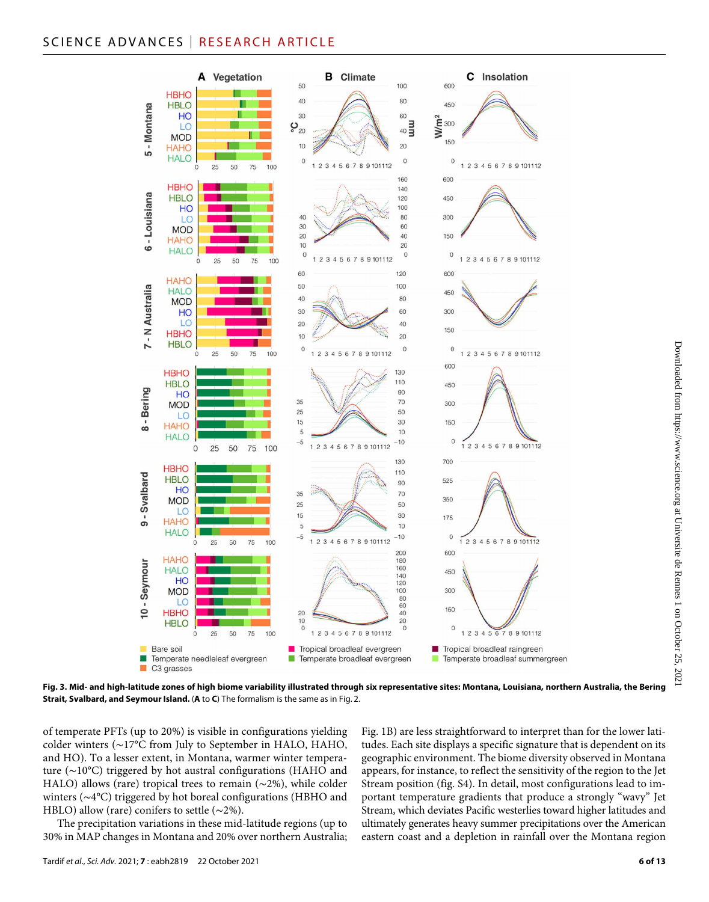**Fig. 3. Mid- and high-latitude zones of high biome variability illustrated through six representative sites: Montana, Louisiana, northern Australia, the Bering Strait, Svalbard, and Seymour Island.** (**A** to **C**) The formalism is the same as in Fig. 2.

of temperate PFTs (up to 20%) is visible in configurations yielding colder winters (~17°C from July to September in HALO, HAHO, and HO). To a lesser extent, in Montana, warmer winter temperature (~10°C) triggered by hot austral configurations (HAHO and HALO) allows (rare) tropical trees to remain (~2%), while colder winters (~4°C) triggered by hot boreal configurations (HBHO and HBLO) allow (rare) conifers to settle (~2%).

The precipitation variations in these mid-latitude regions (up to 30% in MAP changes in Montana and 20% over northern Australia; Fig. 1B) are less straightforward to interpret than for the lower latitudes. Each site displays a specific signature that is dependent on its geographic environment. The biome diversity observed in Montana appears, for instance, to reflect the sensitivity of the region to the Jet Stream position (fig. S4). In detail, most configurations lead to important temperature gradients that produce a strongly "wavy" Jet Stream, which deviates Pacific westerlies toward higher latitudes and ultimately generates heavy summer precipitations over the American eastern coast and a depletion in rainfall over the Montana region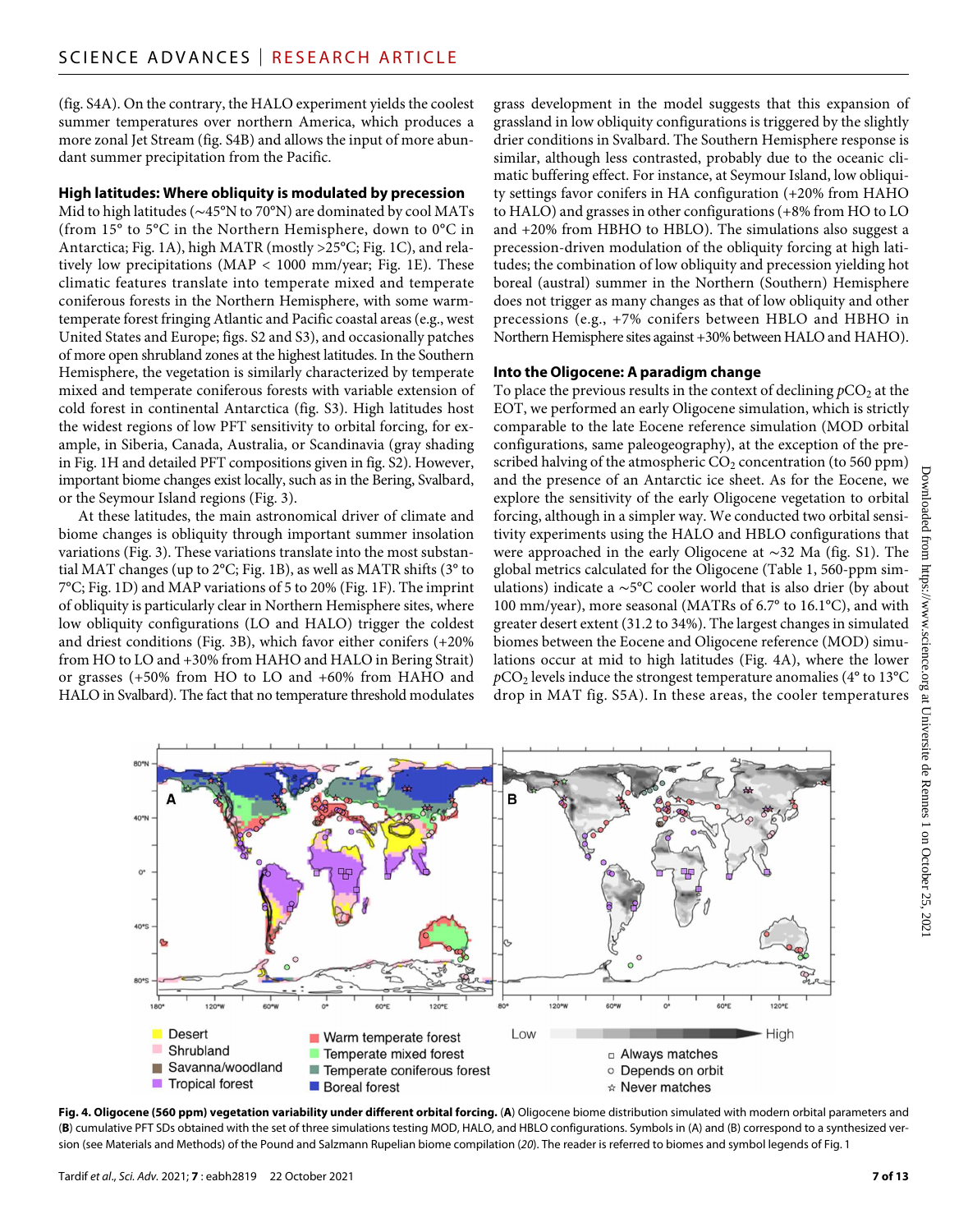(fig. S4A). On the contrary, the HALO experiment yields the coolest summer temperatures over northern America, which produces a more zonal Jet Stream (fig. S4B) and allows the input of more abundant summer precipitation from the Pacific.

### High latitudes: Where obliquity is modulated by precession

Mid to high latitudes (~45°N to 70°N) are dominated by cool MATs (from 15° to 5°C in the Northern Hemisphere, down to 0°C in Antarctica; Fig. 1A), high MATR (mostly >25°C; Fig. 1C), and relatively low precipitations (MAP < 1000 mm/year; Fig. 1E). These climatic features translate into temperate mixed and temperate coniferous forests in the Northern Hemisphere, with some warm-temperate forest fringing Atlantic and Pacific coastal areas (e.g., west United States and Europe; figs. S2 and S3), and occasionally patches of more open shrubland zones at the highest latitudes. In the Southern Hemisphere, the vegetation is similarly characterized by temperate mixed and temperate coniferous forests with variable extension of cold forest in continental Antarctica (fig. S3). High latitudes host the widest regions of low PFT sensitivity to orbital forcing, for example, in Siberia, Canada, Australia, or Scandinavia (gray shading in Fig. 1H and detailed PFT compositions given in fig. S2). However, important biome changes exist locally, such as in the Bering, Svalbard, or the Seymour Island regions (Fig. 3).

At these latitudes, the main astronomical driver of climate and biome changes is obliquity through important summer insolation variations (Fig. 3). These variations translate into the most substantial MAT changes (up to 2°C; Fig. 1B), as well as MATR shifts (3° to 7°C; Fig. 1D) and MAP variations of 5 to 20% (Fig. 1F). The imprint of obliquity is particularly clear in Northern Hemisphere sites, where low obliquity configurations (LO and HALO) trigger the coldest and driest conditions (Fig. 3B), which favor either conifers (+20% from HO to LO and +30% from HAHO and HALO in Bering Strait) or grasses (+50% from HO to LO and +60% from HAHO and HALO in Svalbard). The fact that no temperature threshold modulates grass development in the model suggests that this expansion of grassland in low obliquity configurations is triggered by the slightly drier conditions in Svalbard. The Southern Hemisphere response is similar, although less contrasted, probably due to the oceanic climatic buffering effect. For instance, at Seymour Island, low obliquity settings favor conifers in HA configuration (+20% from HAHO to HALO) and grasses in other configurations (+8% from HO to LO and +20% from HBHO to HBLO). The simulations also suggest a precession-driven modulation of the obliquity forcing at high latitudes; the combination of low obliquity and precession yielding hot boreal (austral) summer in the Northern (Southern) Hemisphere does not trigger as many changes as that of low obliquity and other precessions (e.g., +7% conifers between HBLO and HBHO in Northern Hemisphere sites against +30% between HALO and HAHO).

### Into the Oligocene: A paradigm change

To place the previous results in the context of declining $pCO_2$ at the EOT, we performed an early Oligocene simulation, which is strictly comparable to the late Eocene reference simulation (MOD orbital configurations, same paleogeography), at the exception of the prescribed halving of the atmospheric $CO_2$ concentration (to 560 ppm) and the presence of an Antarctic ice sheet. As for the Eocene, we explore the sensitivity of the early Oligocene vegetation to orbital forcing, although in a simpler way. We conducted two orbital sensitivity experiments using the HALO and HBLO configurations that were approached in the early Oligocene at ~32 Ma (fig. S1). The global metrics calculated for the Oligocene (Table 1, 560-ppm simulations) indicate a ~5°C cooler world that is also drier (by about 100 mm/year), more seasonal (MATRs of 6.7° to 16.1°C), and with greater desert extent (31.2 to 34%). The largest changes in simulated biomes between the Eocene and Oligocene reference (MOD) simulations occur at mid to high latitudes (Fig. 4A), where the lower $pCO_2$ levels induce the strongest temperature anomalies (4° to 13°C drop in MAT fig. S5A). In these areas, the cooler temperatures

**Fig. 4. Oligocene (560 ppm) vegetation variability under different orbital forcing.** (**A**) Oligocene biome distribution simulated with modern orbital parameters and (**B**) cumulative PFT SDs obtained with the set of three simulations testing MOD, HALO, and HBLO configurations. Symbols in (A) and (B) correspond to a synthesized version (see Materials and Methods) of the Pound and Salzmann Rupelian biome compilation (*20*). The reader is referred to biomes and symbol legends of Fig. 1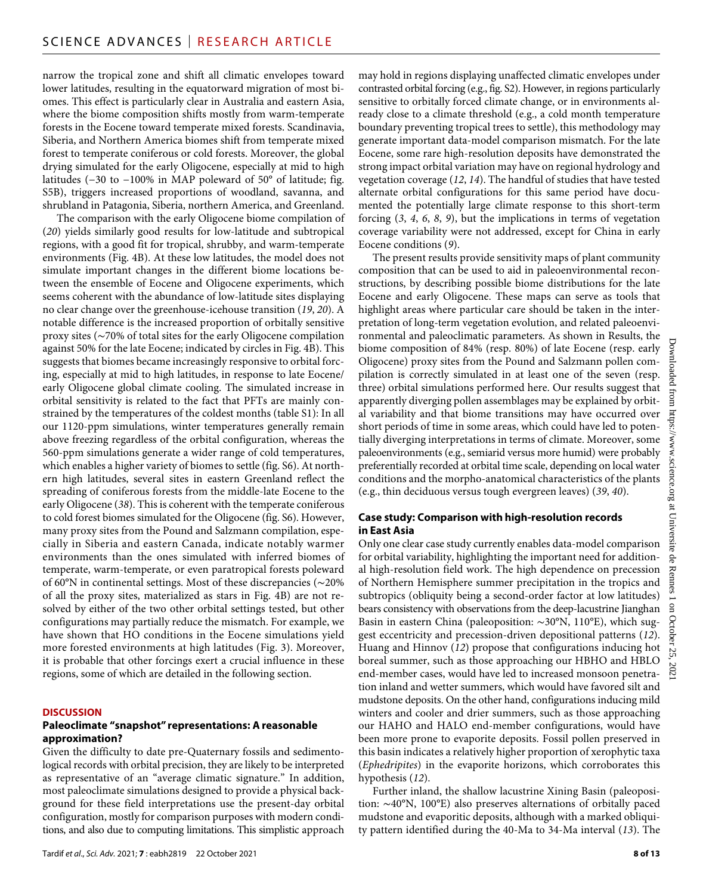narrow the tropical zone and shift all climatic envelopes toward lower latitudes, resulting in the equatorward migration of most biomes. This effect is particularly clear in Australia and eastern Asia, where the biome composition shifts mostly from warm-temperate forests in the Eocene toward temperate mixed forests. Scandinavia, Siberia, and Northern America biomes shift from temperate mixed forest to temperate coniferous or cold forests. Moreover, the global drying simulated for the early Oligocene, especially at mid to high latitudes (−30 to −100% in MAP poleward of 50° of latitude; fig. S5B), triggers increased proportions of woodland, savanna, and shrubland in Patagonia, Siberia, northern America, and Greenland.

The comparison with the early Oligocene biome compilation of (*20*) yields similarly good results for low-latitude and subtropical regions, with a good fit for tropical, shrubby, and warm-temperate environments (Fig. 4B). At these low latitudes, the model does not simulate important changes in the different biome locations between the ensemble of Eocene and Oligocene experiments, which seems coherent with the abundance of low-latitude sites displaying no clear change over the greenhouse-icehouse transition (*19*, *20*). A notable difference is the increased proportion of orbitally sensitive proxy sites (~70% of total sites for the early Oligocene compilation against 50% for the late Eocene; indicated by circles in Fig. 4B). This suggests that biomes became increasingly responsive to orbital forcing, especially at mid to high latitudes, in response to late Eocene/early Oligocene global climate cooling. The simulated increase in orbital sensitivity is related to the fact that PFTs are mainly constrained by the temperatures of the coldest months (table S1): In all our 1120-ppm simulations, winter temperatures generally remain above freezing regardless of the orbital configuration, whereas the 560-ppm simulations generate a wider range of cold temperatures, which enables a higher variety of biomes to settle (fig. S6). At northern high latitudes, several sites in eastern Greenland reflect the spreading of coniferous forests from the middle-late Eocene to the early Oligocene (*38*). This is coherent with the temperate coniferous to cold forest biomes simulated for the Oligocene (fig. S6). However, many proxy sites from the Pound and Salzmann compilation, especially in Siberia and eastern Canada, indicate notably warmer environments than the ones simulated with inferred biomes of temperate, warm-temperate, or even paratropical forests poleward of 60°N in continental settings. Most of these discrepancies (~20% of all the proxy sites, materialized as stars in Fig. 4B) are not resolved by either of the two other orbital settings tested, but other configurations may partially reduce the mismatch. For example, we have shown that HO conditions in the Eocene simulations yield more forested environments at high latitudes (Fig. 3). Moreover, it is probable that other forcings exert a crucial influence in these regions, some of which are detailed in the following section.

## DISCUSSION

### Paleoclimate "snapshot" representations: A reasonable approximation?

Given the difficulty to date pre-Quaternary fossils and sedimentological records with orbital precision, they are likely to be interpreted as representative of an "average climatic signature." In addition, most paleoclimate simulations designed to provide a physical background for these field interpretations use the present-day orbital configuration, mostly for comparison purposes with modern conditions, and also due to computing limitations. This simplistic approach may hold in regions displaying unaffected climatic envelopes under contrasted orbital forcing (e.g., fig. S2). However, in regions particularly sensitive to orbitally forced climate change, or in environments already close to a climate threshold (e.g., a cold month temperature boundary preventing tropical trees to settle), this methodology may generate important data-model comparison mismatch. For the late Eocene, some rare high-resolution deposits have demonstrated the strong impact orbital variation may have on regional hydrology and vegetation coverage (*12*, *14*). The handful of studies that have tested alternate orbital configurations for this same period have documented the potentially large climate response to this short-term forcing (*3*, *4*, *6*, *8*, *9*), but the implications in terms of vegetation coverage variability were not addressed, except for China in early Eocene conditions (*9*).

The present results provide sensitivity maps of plant community composition that can be used to aid in paleoenvironmental reconstructions, by describing possible biome distributions for the late Eocene and early Oligocene. These maps can serve as tools that highlight areas where particular care should be taken in the interpretation of long-term vegetation evolution, and related paleoenvironmental and paleoclimatic parameters. As shown in Results, the biome composition of 84% (resp. 80%) of late Eocene (resp. early Oligocene) proxy sites from the Pound and Salzmann pollen compilation is correctly simulated in at least one of the seven (resp. three) orbital simulations performed here. Our results suggest that apparently diverging pollen assemblages may be explained by orbital variability and that biome transitions may have occurred over short periods of time in some areas, which could have led to potentially diverging interpretations in terms of climate. Moreover, some paleoenvironments (e.g., semiarid versus more humid) were probably preferentially recorded at orbital time scale, depending on local water conditions and the morpho-anatomical characteristics of the plants (e.g., thin deciduous versus tough evergreen leaves) (*39*, *40*).

### Case study: Comparison with high-resolution records in East Asia

Only one clear case study currently enables data-model comparison for orbital variability, highlighting the important need for additional high-resolution field work. The high dependence on precession of Northern Hemisphere summer precipitation in the tropics and subtropics (obliquity being a second-order factor at low latitudes) bears consistency with observations from the deep-lacustrine Jianghan Basin in eastern China (paleoposition: ~30°N, 110°E), which suggest eccentricity and precession-driven depositional patterns (*12*). Huang and Hinnov (*12*) propose that configurations inducing hot boreal summer, such as those approaching our HBHO and HBLO end-member cases, would have led to increased monsoon penetration inland and wetter summers, which would have favored silt and mudstone deposits. On the other hand, configurations inducing mild winters and cooler and drier summers, such as those approaching our HAHO and HALO end-member configurations, would have been more prone to evaporite deposits. Fossil pollen preserved in this basin indicates a relatively higher proportion of xerophytic taxa (*Ephedripites*) in the evaporite horizons, which corroborates this hypothesis (*12*).

Further inland, the shallow lacustrine Xining Basin (paleoposition: ~40°N, 100°E) also preserves alternations of orbitally paced mudstone and evaporitic deposits, although with a marked obliquity pattern identified during the 40-Ma to 34-Ma interval (*13*). The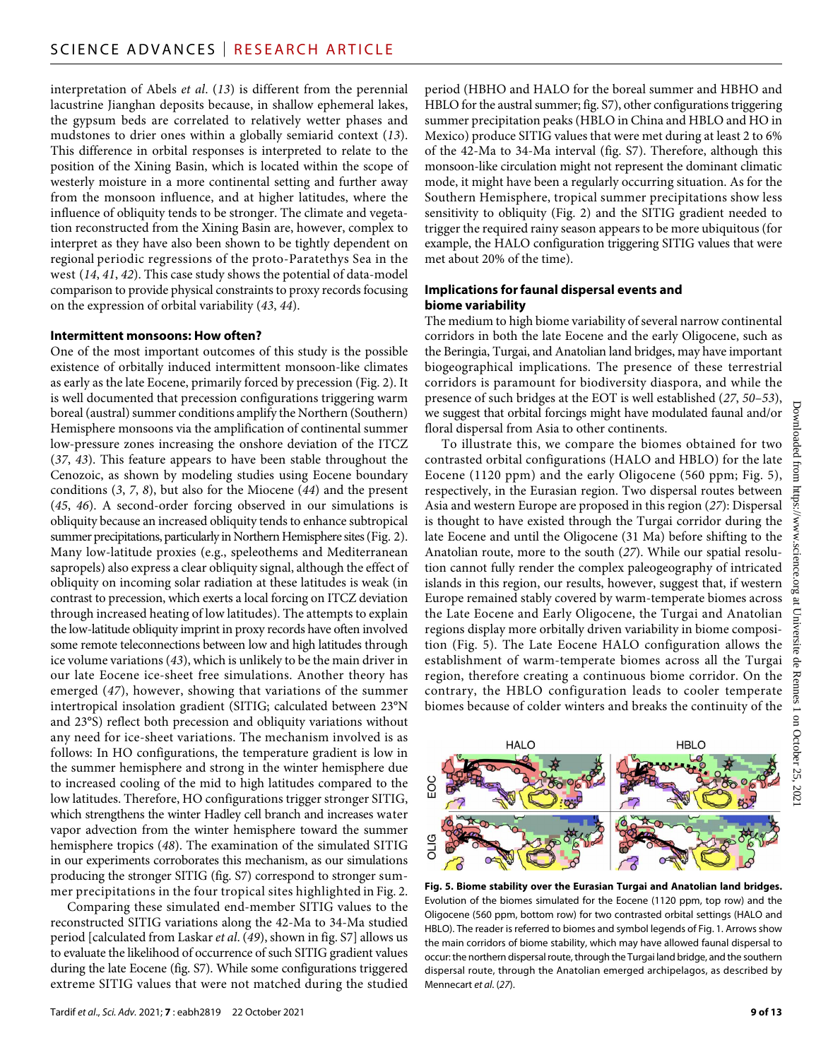interpretation of Abels *et al*. (*13*) is different from the perennial lacustrine Jianghan deposits because, in shallow ephemeral lakes, the gypsum beds are correlated to relatively wetter phases and mudstones to drier ones within a globally semiarid context (*13*). This difference in orbital responses is interpreted to relate to the position of the Xining Basin, which is located within the scope of westerly moisture in a more continental setting and further away from the monsoon influence, and at higher latitudes, where the influence of obliquity tends to be stronger. The climate and vegetation reconstructed from the Xining Basin are, however, complex to interpret as they have also been shown to be tightly dependent on regional periodic regressions of the proto-Paratethys Sea in the west (*14*, *41*, *42*). This case study shows the potential of data-model comparison to provide physical constraints to proxy records focusing on the expression of orbital variability (*43*, *44*).

### Intermittent monsoons: How often?

One of the most important outcomes of this study is the possible existence of orbitally induced intermittent monsoon-like climates as early as the late Eocene, primarily forced by precession (Fig. 2). It is well documented that precession configurations triggering warm boreal (austral) summer conditions amplify the Northern (Southern) Hemisphere monsoons via the amplification of continental summer low-pressure zones increasing the onshore deviation of the ITCZ (*37*, *43*). This feature appears to have been stable throughout the Cenozoic, as shown by modeling studies using Eocene boundary conditions (*3*, *7*, *8*), but also for the Miocene (*44*) and the present (*45*, *46*). A second-order forcing observed in our simulations is obliquity because an increased obliquity tends to enhance subtropical summer precipitations, particularly in Northern Hemisphere sites (Fig. 2). Many low-latitude proxies (e.g., speleothems and Mediterranean sapropels) also express a clear obliquity signal, although the effect of obliquity on incoming solar radiation at these latitudes is weak (in contrast to precession, which exerts a local forcing on ITCZ deviation through increased heating of low latitudes). The attempts to explain the low-latitude obliquity imprint in proxy records have often involved some remote teleconnections between low and high latitudes through ice volume variations (*43*), which is unlikely to be the main driver in our late Eocene ice-sheet free simulations. Another theory has emerged (*47*), however, showing that variations of the summer intertropical insolation gradient (SITIG; calculated between 23°N and 23°S) reflect both precession and obliquity variations without any need for ice-sheet variations. The mechanism involved is as follows: In HO configurations, the temperature gradient is low in the summer hemisphere and strong in the winter hemisphere due to increased cooling of the mid to high latitudes compared to the low latitudes. Therefore, HO configurations trigger stronger SITIG, which strengthens the winter Hadley cell branch and increases water vapor advection from the winter hemisphere toward the summer hemisphere tropics (*48*). The examination of the simulated SITIG in our experiments corroborates this mechanism, as our simulations producing the stronger SITIG (fig. S7) correspond to stronger summer precipitations in the four tropical sites highlighted in Fig. 2.

Comparing these simulated end-member SITIG values to the reconstructed SITIG variations along the 42-Ma to 34-Ma studied period [calculated from Laskar *et al*. (*49*), shown in fig. S7] allows us to evaluate the likelihood of occurrence of such SITIG gradient values during the late Eocene (fig. S7). While some configurations triggered extreme SITIG values that were not matched during the studied period (HBHO and HALO for the boreal summer and HBHO and HBLO for the austral summer; fig. S7), other configurations triggering summer precipitation peaks (HBLO in China and HBLO and HO in Mexico) produce SITIG values that were met during at least 2 to 6% of the 42-Ma to 34-Ma interval (fig. S7). Therefore, although this monsoon-like circulation might not represent the dominant climatic mode, it might have been a regularly occurring situation. As for the Southern Hemisphere, tropical summer precipitations show less sensitivity to obliquity (Fig. 2) and the SITIG gradient needed to trigger the required rainy season appears to be more ubiquitous (for example, the HALO configuration triggering SITIG values that were met about 20% of the time).

### Implications for faunal dispersal events and biome variability

The medium to high biome variability of several narrow continental corridors in both the late Eocene and the early Oligocene, such as the Beringia, Turgai, and Anatolian land bridges, may have important biogeographical implications. The presence of these terrestrial corridors is paramount for biodiversity diaspora, and while the presence of such bridges at the EOT is well established (*27*, *50*–*53*), we suggest that orbital forcings might have modulated faunal and/or floral dispersal from Asia to other continents.

To illustrate this, we compare the biomes obtained for two contrasted orbital configurations (HALO and HBLO) for the late Eocene (1120 ppm) and the early Oligocene (560 ppm; Fig. 5), respectively, in the Eurasian region. Two dispersal routes between Asia and western Europe are proposed in this region (*27*): Dispersal is thought to have existed through the Turgai corridor during the late Eocene and until the Oligocene (31 Ma) before shifting to the Anatolian route, more to the south (*27*). While our spatial resolution cannot fully render the complex paleogeography of intricated islands in this region, our results, however, suggest that, if western Europe remained stably covered by warm-temperate biomes across the Late Eocene and Early Oligocene, the Turgai and Anatolian regions display more orbitally driven variability in biome composition (Fig. 5). The Late Eocene HALO configuration allows the establishment of warm-temperate biomes across all the Turgai region, therefore creating a continuous biome corridor. On the contrary, the HBLO configuration leads to cooler temperate biomes because of colder winters and breaks the continuity of the

**Fig. 5. Biome stability over the Eurasian Turgai and Anatolian land bridges.** Evolution of the biomes simulated for the Eocene (1120 ppm, top row) and the Oligocene (560 ppm, bottom row) for two contrasted orbital settings (HALO and HBLO). The reader is referred to biomes and symbol legends of Fig. 1. Arrows show the main corridors of biome stability, which may have allowed faunal dispersal to occur: the northern dispersal route, through the Turgai land bridge, and the southern dispersal route, through the Anatolian emerged archipelagos, as described by Mennecart *et al*. (*27*).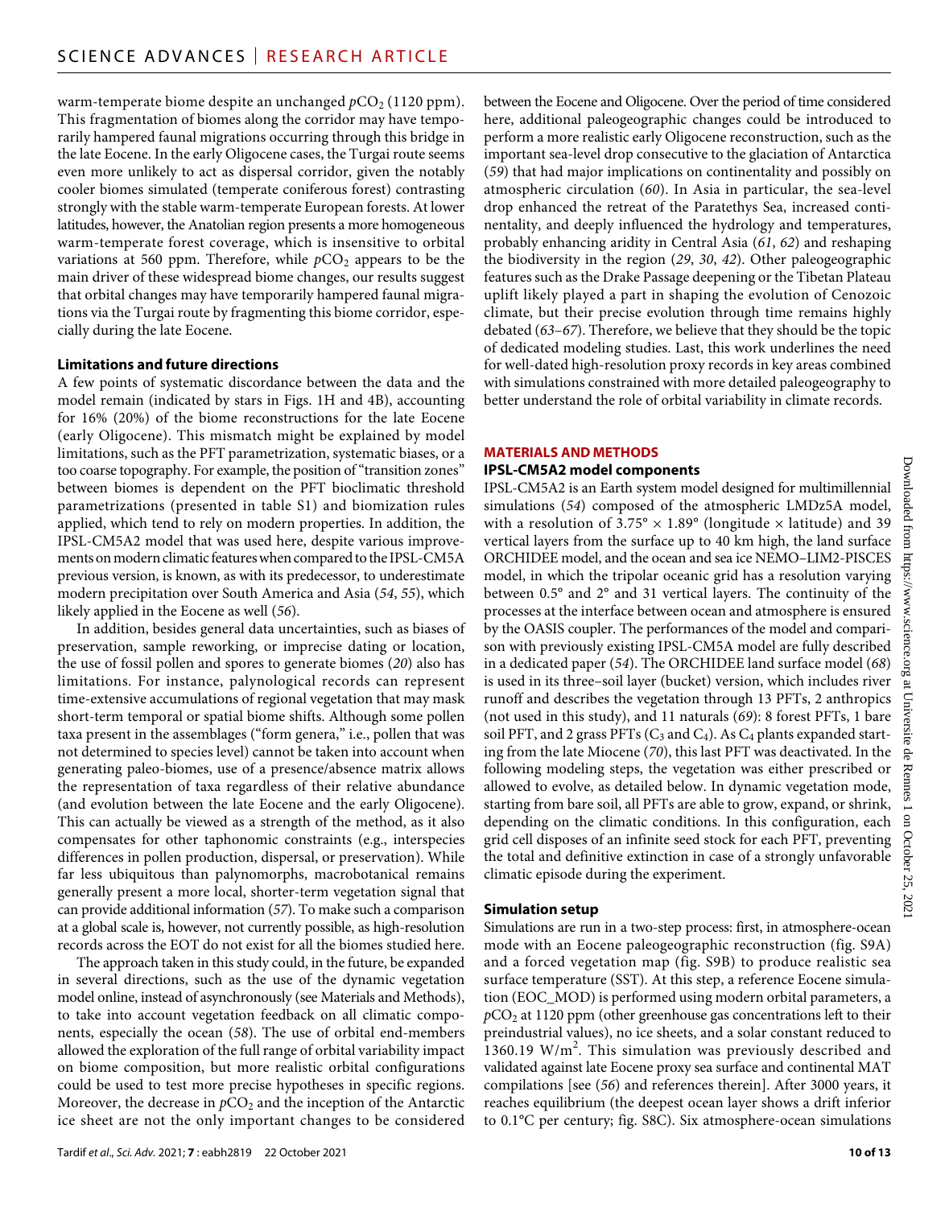warm-temperate biome despite an unchanged $pCO_2$ (1120 ppm). This fragmentation of biomes along the corridor may have temporarily hampered faunal migrations occurring through this bridge in the late Eocene. In the early Oligocene cases, the Turgai route seems even more unlikely to act as dispersal corridor, given the notably cooler biomes simulated (temperate coniferous forest) contrasting strongly with the stable warm-temperate European forests. At lower latitudes, however, the Anatolian region presents a more homogeneous warm-temperate forest coverage, which is insensitive to orbital variations at 560 ppm. Therefore, while $pCO_2$ appears to be the main driver of these widespread biome changes, our results suggest that orbital changes may have temporarily hampered faunal migrations via the Turgai route by fragmenting this biome corridor, especially during the late Eocene.

### Limitations and future directions

A few points of systematic discordance between the data and the model remain (indicated by stars in Figs. 1H and 4B), accounting for 16% (20%) of the biome reconstructions for the late Eocene (early Oligocene). This mismatch might be explained by model limitations, such as the PFT parametrization, systematic biases, or a too coarse topography. For example, the position of "transition zones" between biomes is dependent on the PFT bioclimatic threshold parametrizations (presented in table S1) and biomization rules applied, which tend to rely on modern properties. In addition, the IPSL-CM5A2 model that was used here, despite various improvements on modern climatic features when compared to the IPSL-CM5A previous version, is known, as with its predecessor, to underestimate modern precipitation over South America and Asia (*54*, *55*), which likely applied in the Eocene as well (*56*).

In addition, besides general data uncertainties, such as biases of preservation, sample reworking, or imprecise dating or location, the use of fossil pollen and spores to generate biomes (*20*) also has limitations. For instance, palynological records can represent time-extensive accumulations of regional vegetation that may mask short-term temporal or spatial biome shifts. Although some pollen taxa present in the assemblages ("form genera," i.e., pollen that was not determined to species level) cannot be taken into account when generating paleo-biomes, use of a presence/absence matrix allows the representation of taxa regardless of their relative abundance (and evolution between the late Eocene and the early Oligocene). This can actually be viewed as a strength of the method, as it also compensates for other taphonomic constraints (e.g., interspecies differences in pollen production, dispersal, or preservation). While far less ubiquitous than palynomorphs, macrobotanical remains generally present a more local, shorter-term vegetation signal that can provide additional information (*57*). To make such a comparison at a global scale is, however, not currently possible, as high-resolution records across the EOT do not exist for all the biomes studied here.

The approach taken in this study could, in the future, be expanded in several directions, such as the use of the dynamic vegetation model online, instead of asynchronously (see Materials and Methods), to take into account vegetation feedback on all climatic components, especially the ocean (*58*). The use of orbital end-members allowed the exploration of the full range of orbital variability impact on biome composition, but more realistic orbital configurations could be used to test more precise hypotheses in specific regions. Moreover, the decrease in $pCO_2$ and the inception of the Antarctic ice sheet are not the only important changes to be considered between the Eocene and Oligocene. Over the period of time considered here, additional paleogeographic changes could be introduced to perform a more realistic early Oligocene reconstruction, such as the important sea-level drop consecutive to the glaciation of Antarctica (*59*) that had major implications on continentality and possibly on atmospheric circulation (*60*). In Asia in particular, the sea-level drop enhanced the retreat of the Paratethys Sea, increased continentality, and deeply influenced the hydrology and temperatures, probably enhancing aridity in Central Asia (*61*, *62*) and reshaping the biodiversity in the region (*29*, *30*, *42*). Other paleogeographic features such as the Drake Passage deepening or the Tibetan Plateau uplift likely played a part in shaping the evolution of Cenozoic climate, but their precise evolution through time remains highly debated (*63*–*67*). Therefore, we believe that they should be the topic of dedicated modeling studies. Last, this work underlines the need for well-dated high-resolution proxy records in key areas combined with simulations constrained with more detailed paleogeography to better understand the role of orbital variability in climate records.

## MATERIALS AND METHODS

### IPSL-CM5A2 model components

IPSL-CM5A2 is an Earth system model designed for multimillennial simulations (*54*) composed of the atmospheric LMDz5A model, with a resolution of 3.75° × 1.89° (longitude × latitude) and 39 vertical layers from the surface up to 40 km high, the land surface ORCHIDEE model, and the ocean and sea ice NEMO–LIM2-PISCES model, in which the tripolar oceanic grid has a resolution varying between 0.5° and 2° and 31 vertical layers. The continuity of the processes at the interface between ocean and atmosphere is ensured by the OASIS coupler. The performances of the model and comparison with previously existing IPSL-CM5A model are fully described in a dedicated paper (*54*). The ORCHIDEE land surface model (*68*) is used in its three–soil layer (bucket) version, which includes river runoff and describes the vegetation through 13 PFTs, 2 anthropics (not used in this study), and 11 naturals (*69*): 8 forest PFTs, 1 bare soil PFT, and 2 grass PFTs ($C_3$ and $C_4$). As $C_4$ plants expanded starting from the late Miocene (*70*), this last PFT was deactivated. In the following modeling steps, the vegetation was either prescribed or allowed to evolve, as detailed below. In dynamic vegetation mode, starting from bare soil, all PFTs are able to grow, expand, or shrink, depending on the climatic conditions. In this configuration, each grid cell disposes of an infinite seed stock for each PFT, preventing the total and definitive extinction in case of a strongly unfavorable climatic episode during the experiment.

### Simulation setup

Simulations are run in a two-step process: first, in atmosphere-ocean mode with an Eocene paleogeographic reconstruction (fig. S9A) and a forced vegetation map (fig. S9B) to produce realistic sea surface temperature (SST). At this step, a reference Eocene simulation (EOC_MOD) is performed using modern orbital parameters, a $pCO_2$ at 1120 ppm (other greenhouse gas concentrations left to their preindustrial values), no ice sheets, and a solar constant reduced to 1360.19 W/m$^2$. This simulation was previously described and validated against late Eocene proxy sea surface and continental MAT compilations [see (*56*) and references therein]. After 3000 years, it reaches equilibrium (the deepest ocean layer shows a drift inferior to 0.1°C per century; fig. S8C). Six atmosphere-ocean simulations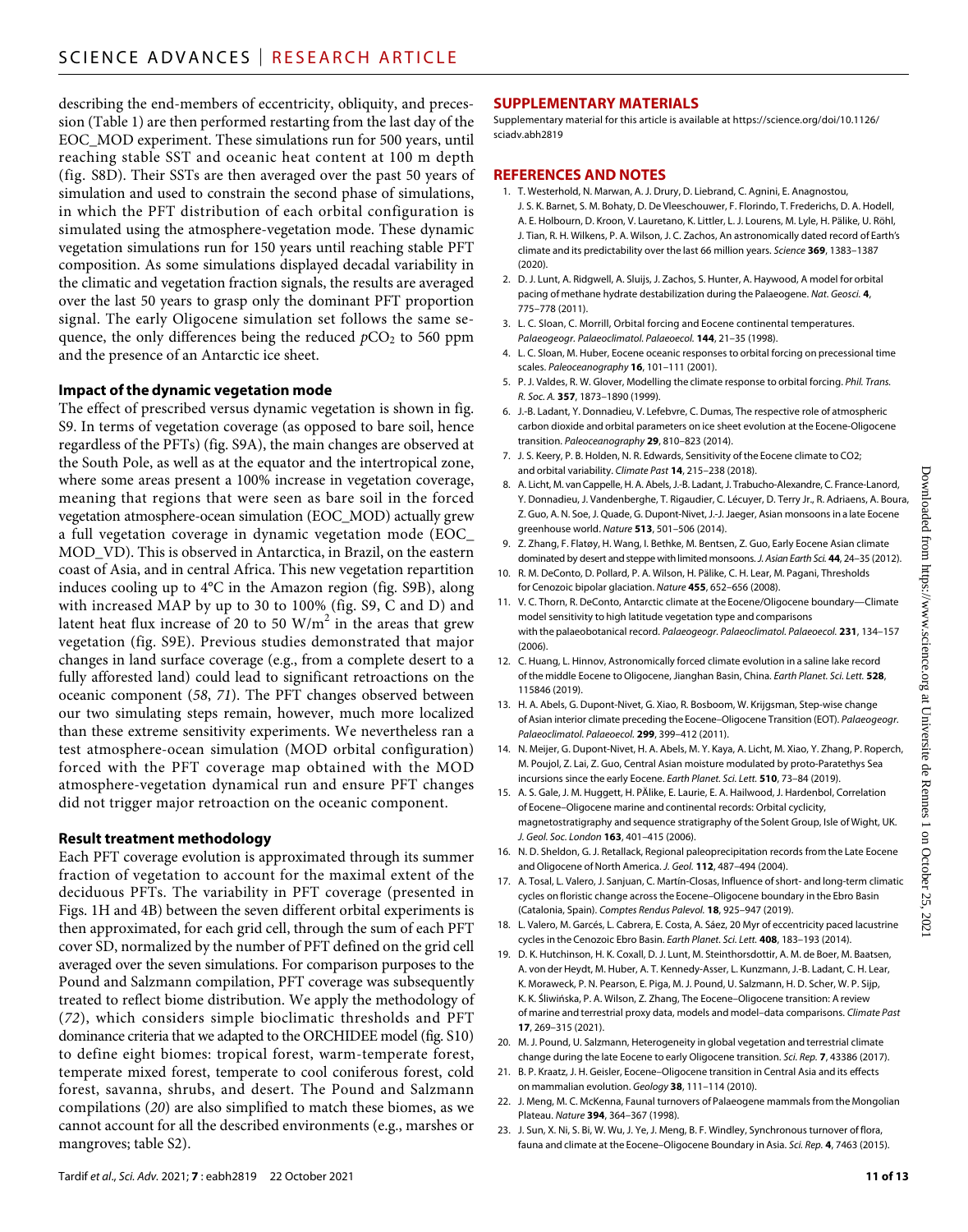describing the end-members of eccentricity, obliquity, and precession (Table 1) are then performed restarting from the last day of the EOC_MOD experiment. These simulations run for 500 years, until reaching stable SST and oceanic heat content at 100 m depth (fig. S8D). Their SSTs are then averaged over the past 50 years of simulation and used to constrain the second phase of simulations, in which the PFT distribution of each orbital configuration is simulated using the atmosphere-vegetation mode. These dynamic vegetation simulations run for 150 years until reaching stable PFT composition. As some simulations displayed decadal variability in the climatic and vegetation fraction signals, the results are averaged over the last 50 years to grasp only the dominant PFT proportion signal. The early Oligocene simulation set follows the same sequence, the only differences being the reduced $pCO_2$ to 560 ppm and the presence of an Antarctic ice sheet.

### Impact of the dynamic vegetation mode

The effect of prescribed versus dynamic vegetation is shown in fig. S9. In terms of vegetation coverage (as opposed to bare soil, hence regardless of the PFTs) (fig. S9A), the main changes are observed at the South Pole, as well as at the equator and the intertropical zone, where some areas present a 100% increase in vegetation coverage, meaning that regions that were seen as bare soil in the forced vegetation atmosphere-ocean simulation (EOC_MOD) actually grew a full vegetation coverage in dynamic vegetation mode (EOC_MOD_VD). This is observed in Antarctica, in Brazil, on the eastern coast of Asia, and in central Africa. This new vegetation repartition induces cooling up to 4°C in the Amazon region (fig. S9B), along with increased MAP by up to 30 to 100% (fig. S9, C and D) and latent heat flux increase of 20 to 50 W/m$^2$ in the areas that grew vegetation (fig. S9E). Previous studies demonstrated that major changes in land surface coverage (e.g., from a complete desert to a fully afforested land) could lead to significant retroactions on the oceanic component (*58*, *71*). The PFT changes observed between our two simulating steps remain, however, much more localized than these extreme sensitivity experiments. We nevertheless ran a test atmosphere-ocean simulation (MOD orbital configuration) forced with the PFT coverage map obtained with the MOD atmosphere-vegetation dynamical run and ensure PFT changes did not trigger major retroaction on the oceanic component.

### Result treatment methodology

Each PFT coverage evolution is approximated through its summer fraction of vegetation to account for the maximal extent of the deciduous PFTs. The variability in PFT coverage (presented in Figs. 1H and 4B) between the seven different orbital experiments is then approximated, for each grid cell, through the sum of each PFT cover SD, normalized by the number of PFT defined on the grid cell averaged over the seven simulations. For comparison purposes to the Pound and Salzmann compilation, PFT coverage was subsequently treated to reflect biome distribution. We apply the methodology of (*72*), which considers simple bioclimatic thresholds and PFT dominance criteria that we adapted to the ORCHIDEE model (fig. S10) to define eight biomes: tropical forest, warm-temperate forest, temperate mixed forest, temperate to cool coniferous forest, cold forest, savanna, shrubs, and desert. The Pound and Salzmann compilations (*20*) are also simplified to match these biomes, as we cannot account for all the described environments (e.g., marshes or mangroves; table S2).

## SUPPLEMENTARY MATERIALS

Supplementary material for this article is available at https://science.org/doi/10.1126/sciadv.abh2819

## REFERENCES AND NOTES

1. T. Westerhold, N. Marwan, A. J. Drury, D. Liebrand, C. Agnini, E. Anagnostou, J. S. K. Barnet, S. M. Bohaty, D. De Vleeschouwer, F. Florindo, T. Frederichs, D. A. Hodell, A. E. Holbourn, D. Kroon, V. Lauretano, K. Littler, L. J. Lourens, M. Lyle, H. Pälike, U. Röhl, J. Tian, R. H. Wilkens, P. A. Wilson, J. C. Zachos, An astronomically dated record of Earth's climate and its predictability over the last 66 million years. *Science* **369**, 1383–1387 (2020).
2. D. J. Lunt, A. Ridgwell, A. Sluijs, J. Zachos, S. Hunter, A. Haywood, A model for orbital pacing of methane hydrate destabilization during the Palaeogene. *Nat. Geosci.* **4**, 775–778 (2011).
3. L. C. Sloan, C. Morrill, Orbital forcing and Eocene continental temperatures. *Palaeogeogr. Palaeoclimatol. Palaeoecol.* **144**, 21–35 (1998).
4. L. C. Sloan, M. Huber, Eocene oceanic responses to orbital forcing on precessional time scales. *Paleoceanography* **16**, 101–111 (2001).
5. P. J. Valdes, R. W. Glover, Modelling the climate response to orbital forcing. *Phil. Trans. R. Soc. A.* **357**, 1873–1890 (1999).
6. J.-B. Ladant, Y. Donnadieu, V. Lefebvre, C. Dumas, The respective role of atmospheric carbon dioxide and orbital parameters on ice sheet evolution at the Eocene-Oligocene transition. *Paleoceanography* **29**, 810–823 (2014).
7. J. S. Keery, P. B. Holden, N. R. Edwards, Sensitivity of the Eocene climate to CO2; and orbital variability. *Climate Past* **14**, 215–238 (2018).
8. A. Licht, M. van Cappelle, H. A. Abels, J.-B. Ladant, J. Trabucho-Alexandre, C. France-Lanord, Y. Donnadieu, J. Vandenberghe, T. Rigaudier, C. Lécuyer, D. Terry Jr., R. Adriaens, A. Boura, Z. Guo, A. N. Soe, J. Quade, G. Dupont-Nivet, J.-J. Jaeger, Asian monsoons in a late Eocene greenhouse world. *Nature* **513**, 501–506 (2014).
9. Z. Zhang, F. Flatøy, H. Wang, I. Bethke, M. Bentsen, Z. Guo, Early Eocene Asian climate dominated by desert and steppe with limited monsoons. *J. Asian Earth Sci.* **44**, 24–35 (2012).
10. R. M. DeConto, D. Pollard, P. A. Wilson, H. Pälike, C. H. Lear, M. Pagani, Thresholds for Cenozoic bipolar glaciation. *Nature* **455**, 652–656 (2008).
11. V. C. Thorn, R. DeConto, Antarctic climate at the Eocene/Oligocene boundary—Climate model sensitivity to high latitude vegetation type and comparisons with the palaeobotanical record. *Palaeogeogr. Palaeoclimatol. Palaeoecol.* **231**, 134–157 (2006).
12. C. Huang, L. Hinnov, Astronomically forced climate evolution in a saline lake record of the middle Eocene to Oligocene, Jianghan Basin, China. *Earth Planet. Sci. Lett.* **528**, 115846 (2019).
13. H. A. Abels, G. Dupont-Nivet, G. Xiao, R. Bosboom, W. Krijgsman, Step-wise change of Asian interior climate preceding the Eocene–Oligocene Transition (EOT). *Palaeogeogr. Palaeoclimatol. Palaeoecol.* **299**, 399–412 (2011).
14. N. Meijer, G. Dupont-Nivet, H. A. Abels, M. Y. Kaya, A. Licht, M. Xiao, Y. Zhang, P. Roperch, M. Poujol, Z. Lai, Z. Guo, Central Asian moisture modulated by proto-Paratethys Sea incursions since the early Eocene. *Earth Planet. Sci. Lett.* **510**, 73–84 (2019).
15. A. S. Gale, J. M. Huggett, H. PÄlike, E. Laurie, E. A. Hailwood, J. Hardenbol, Correlation of Eocene–Oligocene marine and continental records: Orbital cyclicity, magnetostratigraphy and sequence stratigraphy of the Solent Group, Isle of Wight, UK. *J. Geol. Soc. London* **163**, 401–415 (2006).
16. N. D. Sheldon, G. J. Retallack, Regional paleoprecipitation records from the Late Eocene and Oligocene of North America. *J. Geol.* **112**, 487–494 (2004).
17. A. Tosal, L. Valero, J. Sanjuan, C. Martín-Closas, Influence of short- and long-term climatic cycles on floristic change across the Eocene–Oligocene boundary in the Ebro Basin (Catalonia, Spain). *Comptes Rendus Palevol.* **18**, 925–947 (2019).
18. L. Valero, M. Garcés, L. Cabrera, E. Costa, A. Sáez, 20 Myr of eccentricity paced lacustrine cycles in the Cenozoic Ebro Basin. *Earth Planet. Sci. Lett.* **408**, 183–193 (2014).
19. D. K. Hutchinson, H. K. Coxall, D. J. Lunt, M. Steinthorsdottir, A. M. de Boer, M. Baatsen, A. von der Heydt, M. Huber, A. T. Kennedy-Asser, L. Kunzmann, J.-B. Ladant, C. H. Lear, K. Moraweck, P. N. Pearson, E. Piga, M. J. Pound, U. Salzmann, H. D. Scher, W. P. Sijp, K. K. Śliwińska, P. A. Wilson, Z. Zhang, The Eocene–Oligocene transition: A review of marine and terrestrial proxy data, models and model–data comparisons. *Climate Past* **17**, 269–315 (2021).
20. M. J. Pound, U. Salzmann, Heterogeneity in global vegetation and terrestrial climate change during the late Eocene to early Oligocene transition. *Sci. Rep.* **7**, 43386 (2017).
21. B. P. Kraatz, J. H. Geisler, Eocene–Oligocene transition in Central Asia and its effects on mammalian evolution. *Geology* **38**, 111–114 (2010).
22. J. Meng, M. C. McKenna, Faunal turnovers of Palaeogene mammals from the Mongolian Plateau. *Nature* **394**, 364–367 (1998).
23. J. Sun, X. Ni, S. Bi, W. Wu, J. Ye, J. Meng, B. F. Windley, Synchronous turnover of flora, fauna and climate at the Eocene–Oligocene Boundary in Asia. *Sci. Rep.* **4**, 7463 (2015).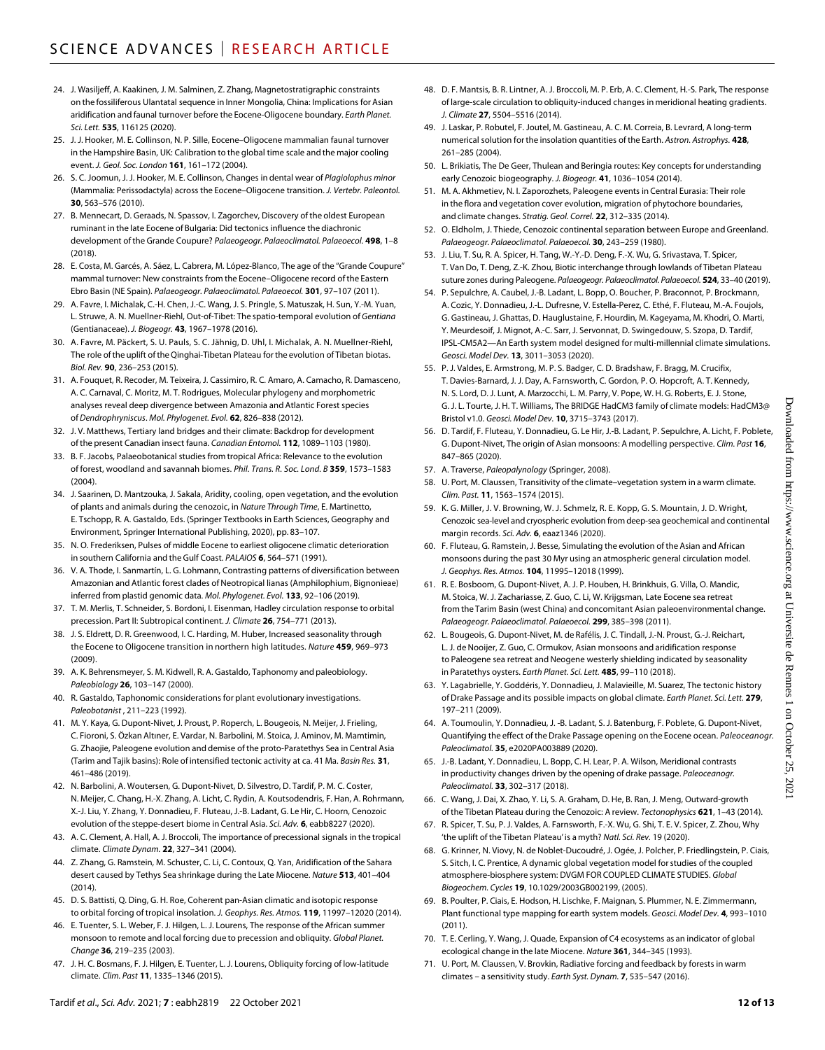24. J. Wasiljeff, A. Kaakinen, J. M. Salminen, Z. Zhang, Magnetostratigraphic constraints on the fossiliferous Ulantatal sequence in Inner Mongolia, China: Implications for Asian aridification and faunal turnover before the Eocene-Oligocene boundary. *Earth Planet. Sci. Lett.* **535**, 116125 (2020).
25. J. J. Hooker, M. E. Collinson, N. P. Sille, Eocene–Oligocene mammalian faunal turnover in the Hampshire Basin, UK: Calibration to the global time scale and the major cooling event. *J. Geol. Soc. London* **161**, 161–172 (2004).
26. S. C. Joomun, J. J. Hooker, M. E. Collinson, Changes in dental wear of *Plagiolophus minor* (Mammalia: Perissodactyla) across the Eocene–Oligocene transition. *J. Vertebr. Paleontol.* **30**, 563–576 (2010).
27. B. Mennecart, D. Geraads, N. Spassov, I. Zagorchev, Discovery of the oldest European ruminant in the late Eocene of Bulgaria: Did tectonics influence the diachronic development of the Grande Coupure? *Palaeogeogr. Palaeoclimatol. Palaeoecol.* **498**, 1–8 (2018).
28. E. Costa, M. Garcés, A. Sáez, L. Cabrera, M. López-Blanco, The age of the "Grande Coupure" mammal turnover: New constraints from the Eocene–Oligocene record of the Eastern Ebro Basin (NE Spain). *Palaeogeogr. Palaeoclimatol. Palaeoecol.* **301**, 97–107 (2011).
29. A. Favre, I. Michalak, C.-H. Chen, J.-C. Wang, J. S. Pringle, S. Matuszak, H. Sun, Y.-M. Yuan, L. Struwe, A. N. Muellner-Riehl, Out-of-Tibet: The spatio-temporal evolution of *Gentiana* (Gentianaceae). *J. Biogeogr.* **43**, 1967–1978 (2016).
30. A. Favre, M. Päckert, S. U. Pauls, S. C. Jähnig, D. Uhl, I. Michalak, A. N. Muellner-Riehl, The role of the uplift of the Qinghai-Tibetan Plateau for the evolution of Tibetan biotas. *Biol. Rev.* **90**, 236–253 (2015).
31. A. Fouquet, R. Recoder, M. Teixeira, J. Cassimiro, R. C. Amaro, A. Camacho, R. Damasceno, A. C. Carnaval, C. Moritz, M. T. Rodrigues, Molecular phylogeny and morphometric analyses reveal deep divergence between Amazonia and Atlantic Forest species of *Dendrophryniscus*. *Mol. Phylogenet. Evol.* **62**, 826–838 (2012).
32. J. V. Matthews, Tertiary land bridges and their climate: Backdrop for development of the present Canadian insect fauna. *Canadian Entomol.* **112**, 1089–1103 (1980).
33. B. F. Jacobs, Palaeobotanical studies from tropical Africa: Relevance to the evolution of forest, woodland and savannah biomes. *Phil. Trans. R. Soc. Lond. B* **359**, 1573–1583 (2004).
34. J. Saarinen, D. Mantzouka, J. Sakala, Aridity, cooling, open vegetation, and the evolution of plants and animals during the cenozoic, in *Nature Through Time*, E. Martinetto, E. Tschopp, R. A. Gastaldo, Eds. (Springer Textbooks in Earth Sciences, Geography and Environment, Springer International Publishing, 2020), pp. 83–107.
35. N. O. Frederiksen, Pulses of middle Eocene to earliest oligocene climatic deterioration in southern California and the Gulf Coast. *PALAIOS* **6**, 564–571 (1991).
36. V. A. Thode, I. Sanmartín, L. G. Lohmann, Contrasting patterns of diversification between Amazonian and Atlantic forest clades of Neotropical lianas (Amphilophium, Bignonieae) inferred from plastid genomic data. *Mol. Phylogenet. Evol.* **133**, 92–106 (2019).
37. T. M. Merlis, T. Schneider, S. Bordoni, I. Eisenman, Hadley circulation response to orbital precession. Part II: Subtropical continent. *J. Climate* **26**, 754–771 (2013).
38. J. S. Eldrett, D. R. Greenwood, I. C. Harding, M. Huber, Increased seasonality through the Eocene to Oligocene transition in northern high latitudes. *Nature* **459**, 969–973 (2009).
39. A. K. Behrensmeyer, S. M. Kidwell, R. A. Gastaldo, Taphonomy and paleobiology. *Paleobiology* **26**, 103–147 (2000).
40. R. Gastaldo, Taphonomic considerations for plant evolutionary investigations. *Paleobotanist* , 211–223 (1992).
41. M. Y. Kaya, G. Dupont-Nivet, J. Proust, P. Roperch, L. Bougeois, N. Meijer, J. Frieling, C. Fioroni, S. Özkan Altıner, E. Vardar, N. Barbolini, M. Stoica, J. Aminov, M. Mamtimin, G. Zhaojie, Paleogene evolution and demise of the proto-Paratethys Sea in Central Asia (Tarim and Tajik basins): Role of intensified tectonic activity at ca. 41 Ma. *Basin Res.* **31**, 461–486 (2019).
42. N. Barbolini, A. Woutersen, G. Dupont-Nivet, D. Silvestro, D. Tardif, P. M. C. Coster, N. Meijer, C. Chang, H.-X. Zhang, A. Licht, C. Rydin, A. Koutsodendris, F. Han, A. Rohrmann, X.-J. Liu, Y. Zhang, Y. Donnadieu, F. Fluteau, J.-B. Ladant, G. Le Hir, C. Hoorn, Cenozoic evolution of the steppe-desert biome in Central Asia. *Sci. Adv.* **6**, eabb8227 (2020).
43. A. C. Clement, A. Hall, A. J. Broccoli, The importance of precessional signals in the tropical climate. *Climate Dynam.* **22**, 327–341 (2004).
44. Z. Zhang, G. Ramstein, M. Schuster, C. Li, C. Contoux, Q. Yan, Aridification of the Sahara desert caused by Tethys Sea shrinkage during the Late Miocene. *Nature* **513**, 401–404 (2014).
45. D. S. Battisti, Q. Ding, G. H. Roe, Coherent pan-Asian climatic and isotopic response to orbital forcing of tropical insolation. *J. Geophys. Res. Atmos.* **119**, 11997–12020 (2014).
46. E. Tuenter, S. L. Weber, F. J. Hilgen, L. J. Lourens, The response of the African summer monsoon to remote and local forcing due to precession and obliquity. *Global Planet. Change* **36**, 219–235 (2003).
47. J. H. C. Bosmans, F. J. Hilgen, E. Tuenter, L. J. Lourens, Obliquity forcing of low-latitude climate. *Clim. Past* **11**, 1335–1346 (2015).
48. D. F. Mantsis, B. R. Lintner, A. J. Broccoli, M. P. Erb, A. C. Clement, H.-S. Park, The response of large-scale circulation to obliquity-induced changes in meridional heating gradients. *J. Climate* **27**, 5504–5516 (2014).
49. J. Laskar, P. Robutel, F. Joutel, M. Gastineau, A. C. M. Correia, B. Levrard, A long-term numerical solution for the insolation quantities of the Earth. *Astron. Astrophys.* **428**, 261–285 (2004).
50. L. Brikiatis, The De Geer, Thulean and Beringia routes: Key concepts for understanding early Cenozoic biogeography. *J. Biogeogr.* **41**, 1036–1054 (2014).
51. M. A. Akhmetiev, N. I. Zaporozhets, Paleogene events in Central Eurasia: Their role in the flora and vegetation cover evolution, migration of phytochore boundaries, and climate changes. *Stratig. Geol. Correl.* **22**, 312–335 (2014).
52. O. Eldholm, J. Thiede, Cenozoic continental separation between Europe and Greenland. *Palaeogeogr. Palaeoclimatol. Palaeoecol.* **30**, 243–259 (1980).
53. J. Liu, T. Su, R. A. Spicer, H. Tang, W.-Y.-D. Deng, F.-X. Wu, G. Srivastava, T. Spicer, T. Van Do, T. Deng, Z.-K. Zhou, Biotic interchange through lowlands of Tibetan Plateau suture zones during Paleogene. *Palaeogeogr. Palaeoclimatol. Palaeoecol.* **524**, 33–40 (2019).
54. P. Sepulchre, A. Caubel, J.-B. Ladant, L. Bopp, O. Boucher, P. Braconnot, P. Brockmann, A. Cozic, Y. Donnadieu, J.-L. Dufresne, V. Estella-Perez, C. Ethé, F. Fluteau, M.-A. Foujols, G. Gastineau, J. Ghattas, D. Hauglustaine, F. Hourdin, M. Kageyama, M. Khodri, O. Marti, Y. Meurdesoif, J. Mignot, A.-C. Sarr, J. Servonnat, D. Swingedouw, S. Szopa, D. Tardif, IPSL-CM5A2—An Earth system model designed for multi-millennial climate simulations. *Geosci. Model Dev.* **13**, 3011–3053 (2020).
55. P. J. Valdes, E. Armstrong, M. P. S. Badger, C. D. Bradshaw, F. Bragg, M. Crucifix, T. Davies-Barnard, J. J. Day, A. Farnsworth, C. Gordon, P. O. Hopcroft, A. T. Kennedy, N. S. Lord, D. J. Lunt, A. Marzocchi, L. M. Parry, V. Pope, W. H. G. Roberts, E. J. Stone, G. J. L. Tourte, J. H. T. Williams, The BRIDGE HadCM3 family of climate models: HadCM3@Bristol v1.0. *Geosci. Model Dev.* **10**, 3715–3743 (2017).
56. D. Tardif, F. Fluteau, Y. Donnadieu, G. Le Hir, J.-B. Ladant, P. Sepulchre, A. Licht, F. Poblete, G. Dupont-Nivet, The origin of Asian monsoons: A modelling perspective. *Clim. Past* **16**, 847–865 (2020).
57. A. Traverse, *Paleopalynology* (Springer, 2008).
58. U. Port, M. Claussen, Transitivity of the climate–vegetation system in a warm climate. *Clim. Past.* **11**, 1563–1574 (2015).
59. K. G. Miller, J. V. Browning, W. J. Schmelz, R. E. Kopp, G. S. Mountain, J. D. Wright, Cenozoic sea-level and cryospheric evolution from deep-sea geochemical and continental margin records. *Sci. Adv.* **6**, eaaz1346 (2020).
60. F. Fluteau, G. Ramstein, J. Besse, Simulating the evolution of the Asian and African monsoons during the past 30 Myr using an atmospheric general circulation model. *J. Geophys. Res. Atmos.* **104**, 11995–12018 (1999).
61. R. E. Bosboom, G. Dupont-Nivet, A. J. P. Houben, H. Brinkhuis, G. Villa, O. Mandic, M. Stoica, W. J. Zachariasse, Z. Guo, C. Li, W. Krijgsman, Late Eocene sea retreat from the Tarim Basin (west China) and concomitant Asian paleoenvironmental change. *Palaeogeogr. Palaeoclimatol. Palaeoecol.* **299**, 385–398 (2011).
62. L. Bougeois, G. Dupont-Nivet, M. de Rafélis, J. C. Tindall, J.-N. Proust, G.-J. Reichart, L. J. de Nooijer, Z. Guo, C. Ormukov, Asian monsoons and aridification response to Paleogene sea retreat and Neogene westerly shielding indicated by seasonality in Paratethys oysters. *Earth Planet. Sci. Lett.* **485**, 99–110 (2018).
63. Y. Lagabrielle, Y. Goddéris, Y. Donnadieu, J. Malavieille, M. Suarez, The tectonic history of Drake Passage and its possible impacts on global climate. *Earth Planet. Sci. Lett.* **279**, 197–211 (2009).
64. A. Toumoulin, Y. Donnadieu, J. -B. Ladant, S. J. Batenburg, F. Poblete, G. Dupont-Nivet, Quantifying the effect of the Drake Passage opening on the Eocene ocean. *Paleoceanogr. Paleoclimatol.* **35**, e2020PA003889 (2020).
65. J.-B. Ladant, Y. Donnadieu, L. Bopp, C. H. Lear, P. A. Wilson, Meridional contrasts in productivity changes driven by the opening of drake passage. *Paleoceanogr. Paleoclimatol.* **33**, 302–317 (2018).
66. C. Wang, J. Dai, X. Zhao, Y. Li, S. A. Graham, D. He, B. Ran, J. Meng, Outward-growth of the Tibetan Plateau during the Cenozoic: A review. *Tectonophysics* **621**, 1–43 (2014).
67. R. Spicer, T. Su, P. J. Valdes, A. Farnsworth, F.-X. Wu, G. Shi, T. E. V. Spicer, Z. Zhou, Why 'the uplift of the Tibetan Plateau' is a myth? *Natl. Sci. Rev.* 19 (2020).
68. G. Krinner, N. Viovy, N. de Noblet-Ducoudré, J. Ogée, J. Polcher, P. Friedlingstein, P. Ciais, S. Sitch, I. C. Prentice, A dynamic global vegetation model for studies of the coupled atmosphere-biosphere system: DVGM FOR COUPLED CLIMATE STUDIES. *Global Biogeochem. Cycles* **19**, 10.1029/2003GB002199, (2005).
69. B. Poulter, P. Ciais, E. Hodson, H. Lischke, F. Maignan, S. Plummer, N. E. Zimmermann, Plant functional type mapping for earth system models. *Geosci. Model Dev.* **4**, 993–1010 (2011).
70. T. E. Cerling, Y. Wang, J. Quade, Expansion of C4 ecosystems as an indicator of global ecological change in the late Miocene. *Nature* **361**, 344–345 (1993).
71. U. Port, M. Claussen, V. Brovkin, Radiative forcing and feedback by forests in warm climates – a sensitivity study. *Earth Syst. Dynam.* **7**, 535–547 (2016).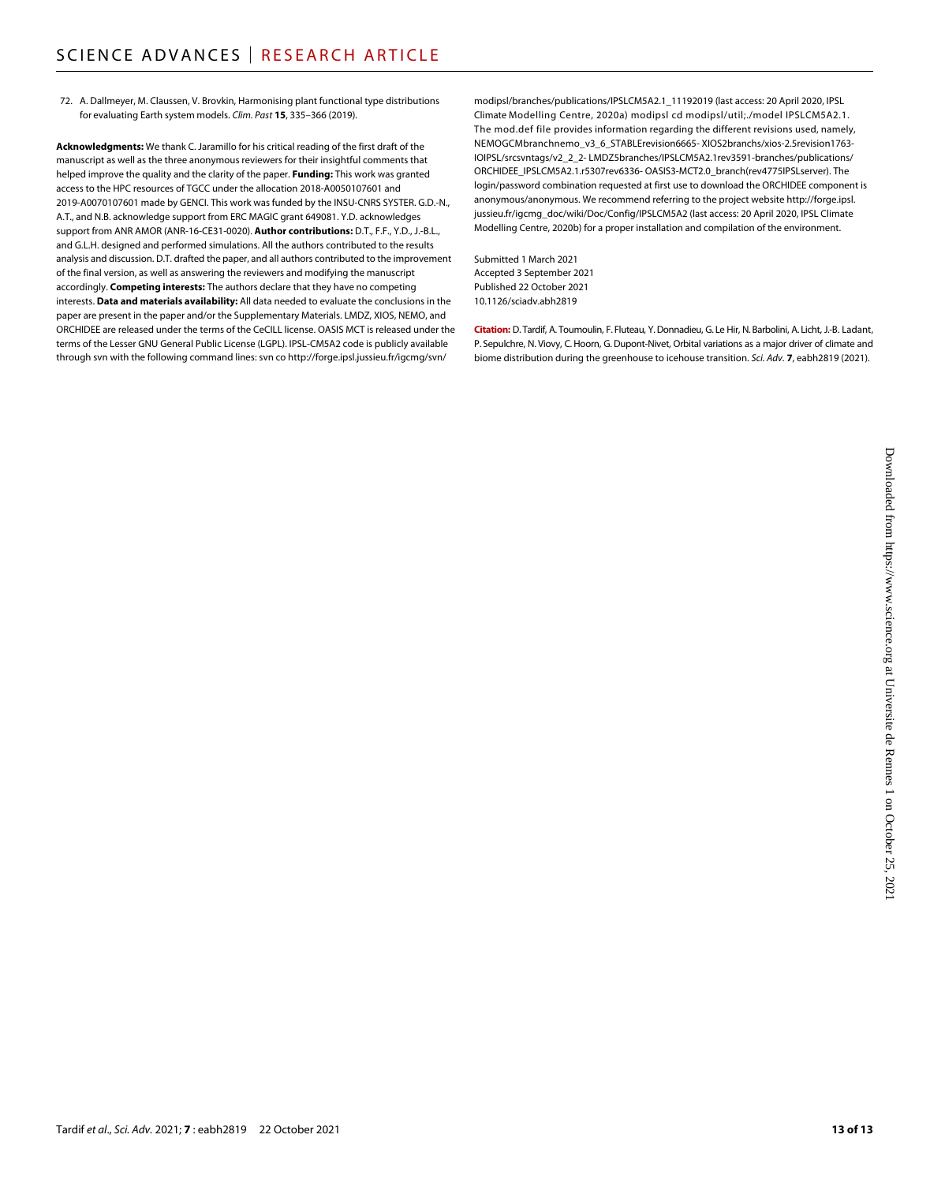72. A. Dallmeyer, M. Claussen, V. Brovkin, Harmonising plant functional type distributions for evaluating Earth system models. *Clim. Past* **15**, 335–366 (2019).

**Acknowledgments:** We thank C. Jaramillo for his critical reading of the first draft of the manuscript as well as the three anonymous reviewers for their insightful comments that helped improve the quality and the clarity of the paper. **Funding:** This work was granted access to the HPC resources of TGCC under the allocation 2018-A0050107601 and 2019-A0070107601 made by GENCI. This work was funded by the INSU-CNRS SYSTER. G.D.-N., A.T., and N.B. acknowledge support from ERC MAGIC grant 649081. Y.D. acknowledges support from ANR AMOR (ANR-16-CE31-0020). **Author contributions:** D.T., F.F., Y.D., J.-B.L., and G.L.H. designed and performed simulations. All the authors contributed to the results analysis and discussion. D.T. drafted the paper, and all authors contributed to the improvement of the final version, as well as answering the reviewers and modifying the manuscript accordingly. **Competing interests:** The authors declare that they have no competing interests. **Data and materials availability:** All data needed to evaluate the conclusions in the paper are present in the paper and/or the Supplementary Materials. LMDZ, XIOS, NEMO, and ORCHIDEE are released under the terms of the CeCILL license. OASIS MCT is released under the terms of the Lesser GNU General Public License (LGPL). IPSL-CM5A2 code is publicly available through svn with the following command lines: svn co http://forge.ipsl.jussieu.fr/igcmg/svn/modipsl/branches/publications/IPSLCM5A2.1_11192019 (last access: 20 April 2020, IPSL Climate Modelling Centre, 2020a) modipsl cd modipsl/util;./model IPSLCM5A2.1. The mod.def file provides information regarding the different revisions used, namely, NEMOGCMbranchnemo_v3_6_STABLErevision6665- XIOS2branchs/xios-2.5revision1763-IOIPSL/srcsvntags/v2_2_2- LMDZ5branches/IPSLCM5A2.1rev3591-branches/publications/ORCHIDEE_IPSLCM5A2.1.r5307rev6336- OASIS3-MCT2.0_branch(rev4775IPSLserver). The login/password combination requested at first use to download the ORCHIDEE component is anonymous/anonymous. We recommend referring to the project website http://forge.ipsl.jussieu.fr/igcmg_doc/wiki/Doc/Config/IPSLCM5A2 (last access: 20 April 2020, IPSL Climate Modelling Centre, 2020b) for a proper installation and compilation of the environment.

Submitted 1 March 2021
Accepted 3 September 2021
Published 22 October 2021
10.1126/sciadv.abh2819

**Citation:** D. Tardif, A. Toumoulin, F. Fluteau, Y. Donnadieu, G. Le Hir, N. Barbolini, A. Licht, J.-B. Ladant, P. Sepulchre, N. Viovy, C. Hoorn, G. Dupont-Nivet, Orbital variations as a major driver of climate and biome distribution during the greenhouse to icehouse transition. *Sci. Adv.* **7**, eabh2819 (2021).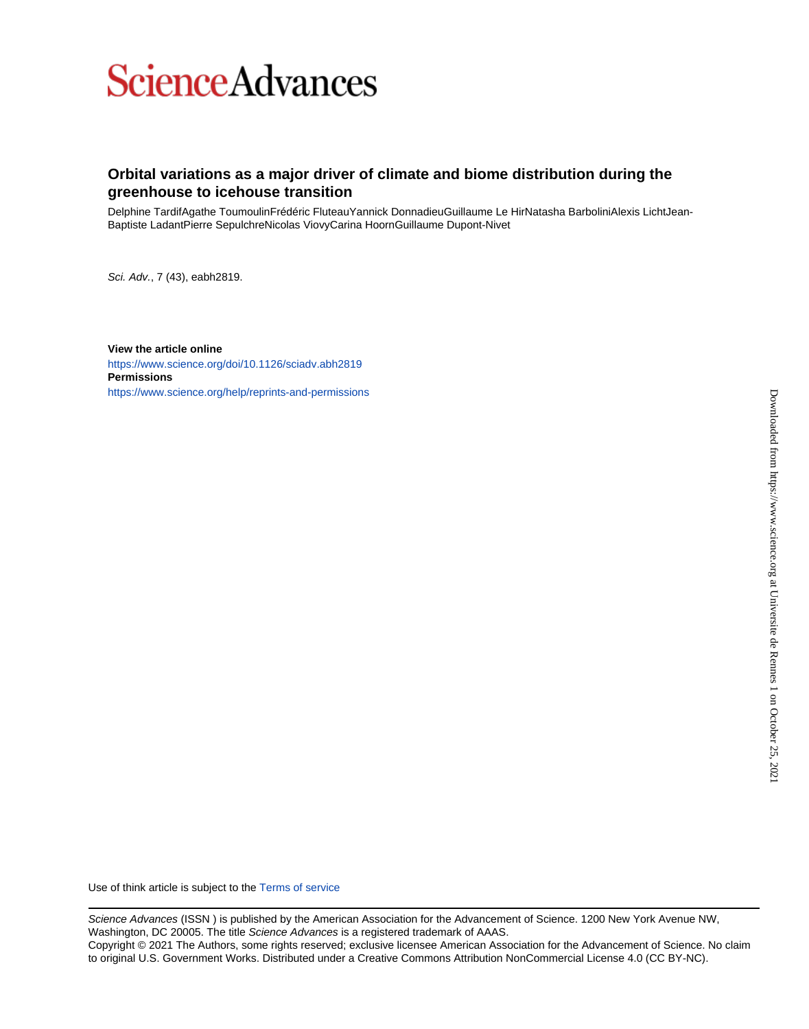# Orbital variations as a major driver of climate and biome distribution during the greenhouse to icehouse transition

Delphine TardifAgathe ToumoulinFrédéric FluteauYannick DonnadieuGuillaume Le HirNatasha BarboliniAlexis LichtJean-Baptiste LadantPierre SepulchreNicolas ViovyCarina HoornGuillaume Dupont-Nivet

*Sci. Adv.*, 7 (43), eabh2819.

**View the article online**
https://www.science.org/doi/10.1126/sciadv.abh2819
**Permissions**
https://www.science.org/help/reprints-and-permissions

Downloaded from https://www.science.org at Universite de Rennes 1 on October 25, 2021

Use of think article is subject to the Terms of service

*Science Advances* (ISSN ) is published by the American Association for the Advancement of Science. 1200 New York Avenue NW, Washington, DC 20005. The title *Science Advances* is a registered trademark of AAAS.
Copyright © 2021 The Authors, some rights reserved; exclusive licensee American Association for the Advancement of Science. No claim to original U.S. Government Works. Distributed under a Creative Commons Attribution NonCommercial License 4.0 (CC BY-NC).